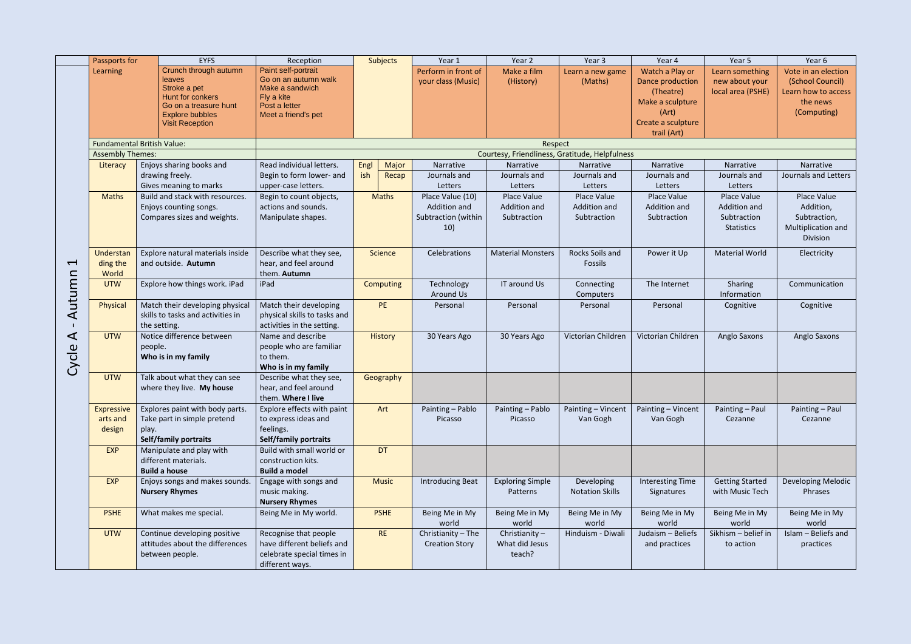# Cycle A - Autumn 1

| | EYFS | Reception | Subjects | | Year 1 | Year 2 | Year 3 | Year 4 | Year 5 | Year 6 |
|---|---|---|---|---|---|---|---|---|---|---|
| Passports for Learning | Crunch through autumn leaves<br>Stroke a pet<br>Hunt for conkers<br>Go on a treasure hunt<br>Explore bubbles<br>Visit Reception | Paint self-portrait<br>Go on an autumn walk<br>Make a sandwich<br>Fly a kite<br>Post a letter<br>Meet a friend's pet | | | Perform in front of your class (Music) | Make a film (History) | Learn a new game (Maths) | Watch a Play or Dance production (Theatre)<br>Make a sculpture (Art)<br>Create a sculpture trail (Art) | Learn something new about your local area (PSHE) | Vote in an election (School Council)<br>Learn how to access the news (Computing) |
| Fundamental British Value: | | Respect | | | | | | | | |
| Assembly Themes: | | Courtesy, Friendliness, Gratitude, Helpfulness | | | | | | | | |
| Literacy | Enjoys sharing books and drawing freely.<br>Gives meaning to marks | Read individual letters.<br>Begin to form lower- and upper-case letters. | English | Major Recap | Narrative<br>Journals and Letters | Narrative<br>Journals and Letters | Narrative<br>Journals and Letters | Narrative<br>Journals and Letters | Narrative<br>Journals and Letters | Narrative<br>Journals and Letters |
| Maths | Build and stack with resources.<br>Enjoys counting songs.<br>Compares sizes and weights. | Begin to count objects, actions and sounds.<br>Manipulate shapes. | Maths | | Place Value (10)<br>Addition and Subtraction (within 10) | Place Value<br>Addition and Subtraction | Place Value<br>Addition and Subtraction | Place Value<br>Addition and Subtraction | Place Value<br>Addition and Subtraction<br>Statistics | Place Value<br>Addition, Subtraction, Multiplication and Division |
| Understanding the World | Explore natural materials inside and outside. **Autumn** | Describe what they see, hear, and feel around them. **Autumn** | Science | | Celebrations | Material Monsters | Rocks Soils and Fossils | Power it Up | Material World | Electricity |
| UTW | Explore how things work. iPad | iPad | Computing | | Technology Around Us | IT around Us | Connecting Computers | The Internet | Sharing Information | Communication |
| Physical | Match their developing physical skills to tasks and activities in the setting. | Match their developing physical skills to tasks and activities in the setting. | PE | | Personal | Personal | Personal | Personal | Cognitive | Cognitive |
| UTW | Notice difference between people.<br>**Who is in my family** | Name and describe people who are familiar to them.<br>**Who is in my family** | History | | 30 Years Ago | 30 Years Ago | Victorian Children | Victorian Children | Anglo Saxons | Anglo Saxons |
| UTW | Talk about what they can see where they live. **My house** | Describe what they see, hear, and feel around them. **Where I live** | Geography | | | | | | | |
| Expressive arts and design | Explores paint with body parts.<br>Take part in simple pretend play.<br>**Self/family portraits** | Explore effects with paint to express ideas and feelings.<br>**Self/family portraits** | Art | | Painting – Pablo Picasso | Painting – Pablo Picasso | Painting – Vincent Van Gogh | Painting – Vincent Van Gogh | Painting – Paul Cezanne | Painting – Paul Cezanne |
| EXP | Manipulate and play with different materials.<br>**Build a house** | Build with small world or construction kits.<br>**Build a model** | DT | | | | | | | |
| EXP | Enjoys songs and makes sounds.<br>**Nursery Rhymes** | Engage with songs and music making.<br>**Nursery Rhymes** | Music | | Introducing Beat | Exploring Simple Patterns | Developing Notation Skills | Interesting Time Signatures | Getting Started with Music Tech | Developing Melodic Phrases |
| PSHE | What makes me special. | Being Me in My world. | PSHE | | Being Me in My world | Being Me in My world | Being Me in My world | Being Me in My world | Being Me in My world | Being Me in My world |
| UTW | Continue developing positive attitudes about the differences between people. | Recognise that people have different beliefs and celebrate special times in different ways. | RE | | Christianity – The Creation Story | Christianity – What did Jesus teach? | Hinduism - Diwali | Judaism – Beliefs and practices | Sikhism – belief in to action | Islam – Beliefs and practices |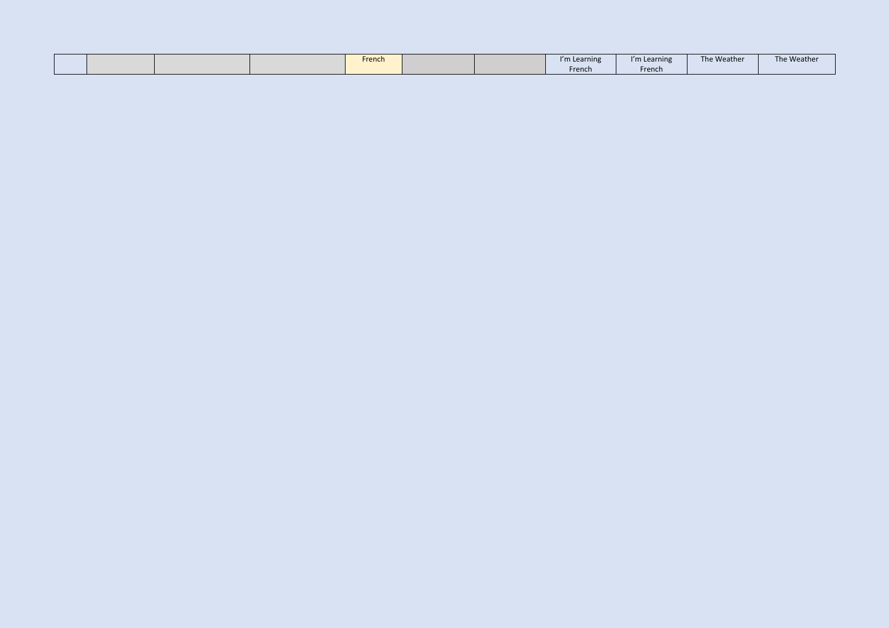| | | | | French | | | I'm Learning French | I'm Learning French | The Weather | The Weather |
|---|---|---|---|---|---|---|---|---|---|---|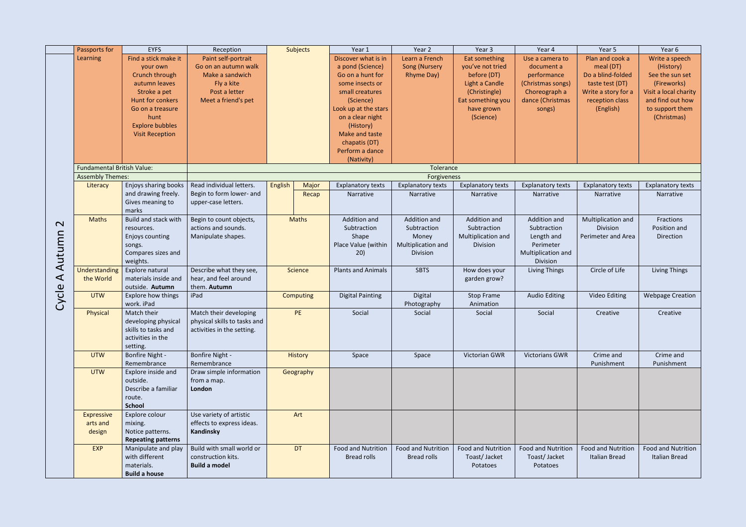| Cycle A Autumn 2 | Passports for | EYFS | Reception | Subjects | | Year 1 | Year 2 | Year 3 | Year 4 | Year 5 | Year 6 |
|---|---|---|---|---|---|---|---|---|---|---|---|
| | Learning | Find a stick make it your own<br>Crunch through autumn leaves<br>Stroke a pet<br>Hunt for conkers<br>Go on a treasure hunt<br>Explore bubbles<br>Visit Reception | Paint self-portrait<br>Go on an autumn walk<br>Make a sandwich<br>Fly a kite<br>Post a letter<br>Meet a friend's pet | | | Discover what is in a pond (Science)<br>Go on a hunt for some insects or small creatures (Science)<br>Look up at the stars on a clear night (History)<br>Make and taste chapatis (DT)<br>Perform a dance (Nativity) | Learn a French Song (Nursery Rhyme Day) | Eat something you've not tried before (DT)<br>Light a Candle (Christingle)<br>Eat something you have grown (Science) | Use a camera to document a performance (Christmas songs)<br>Choreograph a dance (Christmas songs) | Plan and cook a meal (DT)<br>Do a blind-folded taste test (DT)<br>Write a story for a reception class (English) | Write a speech (History)<br>See the sun set (Fireworks)<br>Visit a local charity and find out how to support them (Christmas) |
| | Fundamental British Value: | | Tolerance | | | | | | | | |
| | Assembly Themes: | | Forgiveness | | | | | | | | |
| | Literacy | Enjoys sharing books and drawing freely. Gives meaning to marks | Read individual letters. Begin to form lower- and upper-case letters. | English | Major<br>Recap | Explanatory texts<br>Narrative | Explanatory texts<br>Narrative | Explanatory texts<br>Narrative | Explanatory texts<br>Narrative | Explanatory texts<br>Narrative | Explanatory texts<br>Narrative |
| | Maths | Build and stack with resources.<br>Enjoys counting songs.<br>Compares sizes and weights. | Begin to count objects, actions and sounds. Manipulate shapes. | Maths | | Addition and Subtraction<br>Shape<br>Place Value (within 20) | Addition and Subtraction<br>Money<br>Multiplication and Division | Addition and Subtraction<br>Multiplication and Division | Addition and Subtraction<br>Length and Perimeter<br>Multiplication and Division | Multiplication and Division<br>Perimeter and Area | Fractions<br>Position and Direction |
| | Understanding the World | Explore natural materials inside and outside. **Autumn** | Describe what they see, hear, and feel around them. **Autumn** | Science | | Plants and Animals | SBTS | How does your garden grow? | Living Things | Circle of Life | Living Things |
| | UTW | Explore how things work. iPad | iPad | Computing | | Digital Painting | Digital Photography | Stop Frame Animation | Audio Editing | Video Editing | Webpage Creation |
| | Physical | Match their developing physical skills to tasks and activities in the setting. | Match their developing physical skills to tasks and activities in the setting. | PE | | Social | Social | Social | Social | Creative | Creative |
| | UTW | Bonfire Night - Remembrance | Bonfire Night - Remembrance | History | | Space | Space | Victorian GWR | Victorians GWR | Crime and Punishment | Crime and Punishment |
| | UTW | Explore inside and outside.<br>Describe a familiar route.<br>**School** | Draw simple information from a map.<br>**London** | Geography | | | | | | | |
| | Expressive arts and design | Explore colour mixing.<br>Notice patterns.<br>**Repeating patterns** | Use variety of artistic effects to express ideas.<br>**Kandinsky** | Art | | | | | | | |
| | EXP | Manipulate and play with different materials.<br>**Build a house** | Build with small world or construction kits.<br>**Build a model** | DT | | Food and Nutrition<br>Bread rolls | Food and Nutrition<br>Bread rolls | Food and Nutrition<br>Toast/ Jacket Potatoes | Food and Nutrition<br>Toast/ Jacket Potatoes | Food and Nutrition<br>Italian Bread | Food and Nutrition<br>Italian Bread |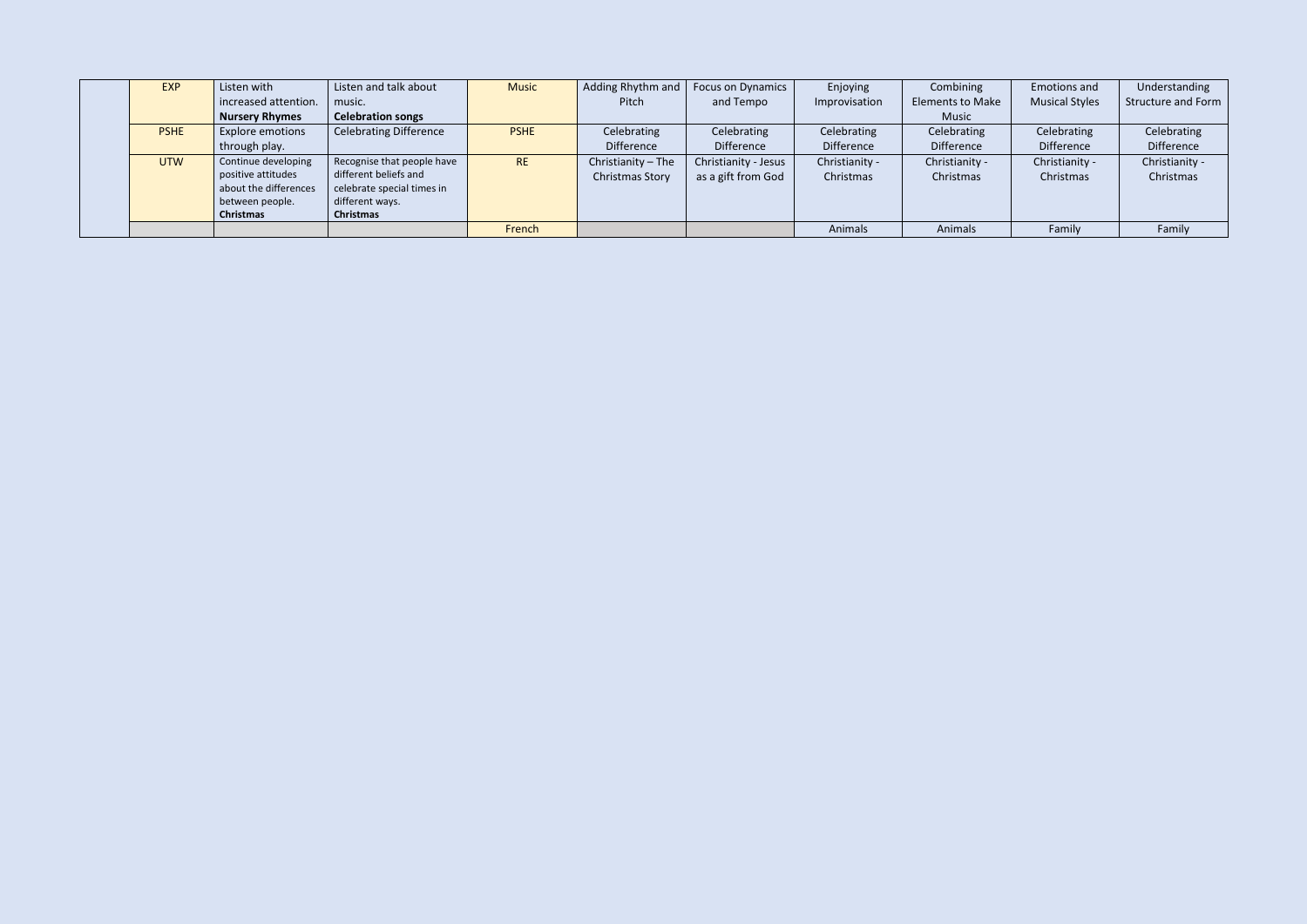| | | | | | | | | | | |
|---|---|---|---|---|---|---|---|---|---|---|
| | EXP | Listen with increased attention. **Nursery Rhymes** | Listen and talk about music. **Celebration songs** | Music | Adding Rhythm and Pitch | Focus on Dynamics and Tempo | Enjoying Improvisation | Combining Elements to Make Music | Emotions and Musical Styles | Understanding Structure and Form |
| | PSHE | Explore emotions through play. | Celebrating Difference | PSHE | Celebrating Difference | Celebrating Difference | Celebrating Difference | Celebrating Difference | Celebrating Difference | Celebrating Difference |
| | UTW | Continue developing positive attitudes about the differences between people. **Christmas** | Recognise that people have different beliefs and celebrate special times in different ways. **Christmas** | RE | Christianity – The Christmas Story | Christianity - Jesus as a gift from God | Christianity - Christmas | Christianity - Christmas | Christianity - Christmas | Christianity - Christmas |
| | | | | French | | | Animals | Animals | Family | Family |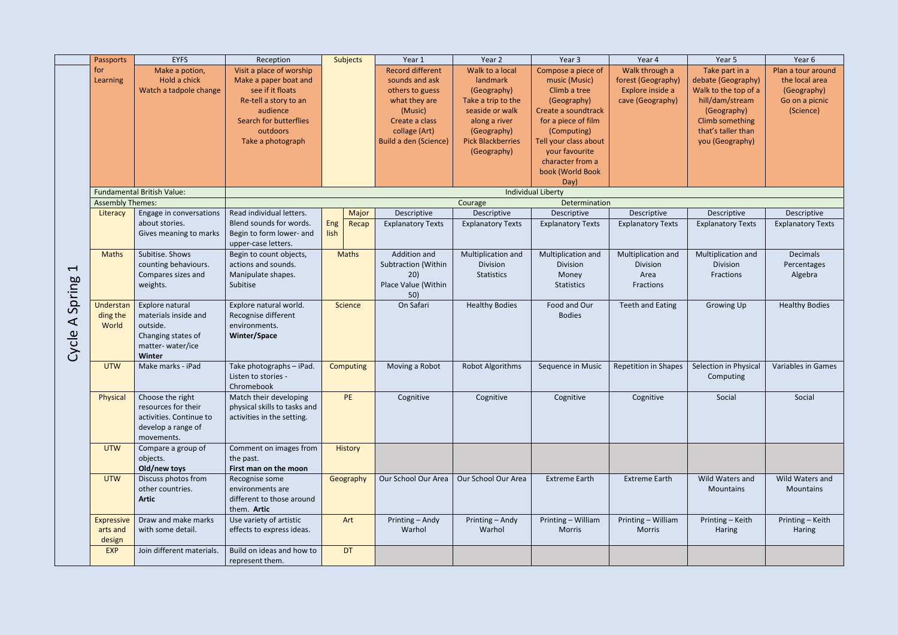| Cycle A Spring 1 | Passports | EYFS | Reception | Subjects | | Year 1 | Year 2 | Year 3 | Year 4 | Year 5 | Year 6 |
|---|---|---|---|---|---|---|---|---|---|---|---|
| | for Learning | Make a potion, Hold a chick Watch a tadpole change | Visit a place of worship Make a paper boat and see if it floats Re-tell a story to an audience Search for butterflies outdoors Take a photograph | | | Record different sounds and ask others to guess what they are (Music) Create a class collage (Art) Build a den (Science) | Walk to a local landmark (Geography) Take a trip to the seaside or walk along a river (Geography) Pick Blackberries (Geography) | Compose a piece of music (Music) Climb a tree (Geography) Create a soundtrack for a piece of film (Computing) Tell your class about your favourite character from a book (World Book Day) | Walk through a forest (Geography) Explore inside a cave (Geography) | Take part in a debate (Geography) Walk to the top of a hill/dam/stream (Geography) Climb something that's taller than you (Geography) | Plan a tour around the local area (Geography) Go on a picnic (Science) |
| | Fundamental British Value: | | Individual Liberty | | | | | | | | |
| | Assembly Themes: | | Courage Determination | | | | | | | | |
| | Literacy | Engage in conversations about stories. Gives meaning to marks | Read individual letters. Blend sounds for words. Begin to form lower- and upper-case letters. | English | Major Recap | Descriptive Explanatory Texts | Descriptive Explanatory Texts | Descriptive Explanatory Texts | Descriptive Explanatory Texts | Descriptive Explanatory Texts | Descriptive Explanatory Texts |
| | Maths | Subitise. Shows counting behaviours. Compares sizes and weights. | Begin to count objects, actions and sounds. Manipulate shapes. Subitise | Maths | | Addition and Subtraction (Within 20) Place Value (Within 50) | Multiplication and Division Statistics | Multiplication and Division Money Statistics | Multiplication and Division Area Fractions | Multiplication and Division Fractions | Decimals Percentages Algebra |
| | Understanding the World | Explore natural materials inside and outside. Changing states of matter- water/ice **Winter** | Explore natural world. Recognise different environments. **Winter/Space** | Science | | On Safari | Healthy Bodies | Food and Our Bodies | Teeth and Eating | Growing Up | Healthy Bodies |
| | UTW | Make marks - iPad | Take photographs – iPad. Listen to stories - Chromebook | Computing | | Moving a Robot | Robot Algorithms | Sequence in Music | Repetition in Shapes | Selection in Physical Computing | Variables in Games |
| | Physical | Choose the right resources for their activities. Continue to develop a range of movements. | Match their developing physical skills to tasks and activities in the setting. | PE | | Cognitive | Cognitive | Cognitive | Cognitive | Social | Social |
| | UTW | Compare a group of objects. **Old/new toys** | Comment on images from the past. **First man on the moon** | History | | | | | | | |
| | UTW | Discuss photos from other countries. **Artic** | Recognise some environments are different to those around them. **Artic** | Geography | | Our School Our Area | Our School Our Area | Extreme Earth | Extreme Earth | Wild Waters and Mountains | Wild Waters and Mountains |
| | Expressive arts and design | Draw and make marks with some detail. | Use variety of artistic effects to express ideas. | Art | | Printing – Andy Warhol | Printing – Andy Warhol | Printing – William Morris | Printing – William Morris | Printing – Keith Haring | Printing – Keith Haring |
| | EXP | Join different materials. | Build on ideas and how to represent them. | DT | | | | | | | |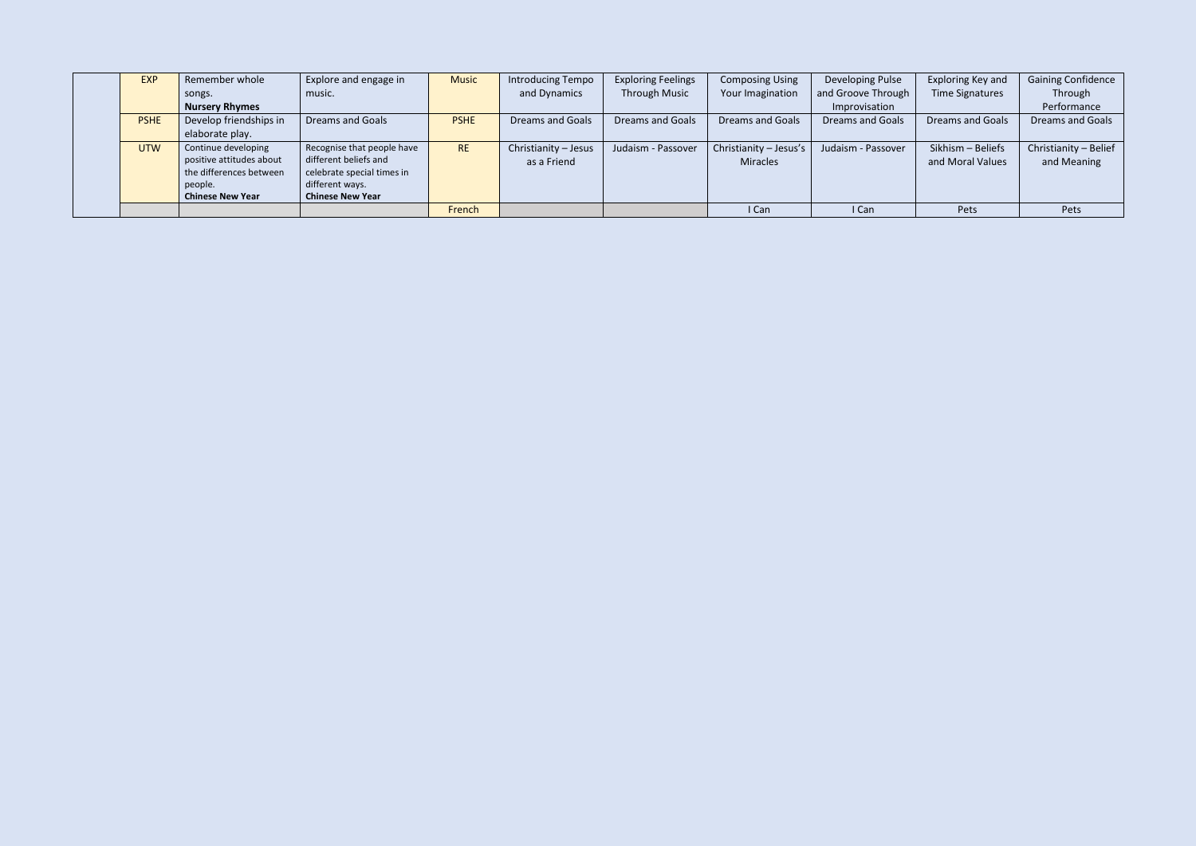| | | | | | | | | | | |
|---|---|---|---|---|---|---|---|---|---|---|
| | EXP | Remember whole songs. **Nursery Rhymes** | Explore and engage in music. | Music | Introducing Tempo and Dynamics | Exploring Feelings Through Music | Composing Using Your Imagination | Developing Pulse and Groove Through Improvisation | Exploring Key and Time Signatures | Gaining Confidence Through Performance |
| | PSHE | Develop friendships in elaborate play. | Dreams and Goals | PSHE | Dreams and Goals | Dreams and Goals | Dreams and Goals | Dreams and Goals | Dreams and Goals | Dreams and Goals |
| | UTW | Continue developing positive attitudes about the differences between people. **Chinese New Year** | Recognise that people have different beliefs and celebrate special times in different ways. **Chinese New Year** | RE | Christianity – Jesus as a Friend | Judaism - Passover | Christianity – Jesus's Miracles | Judaism - Passover | Sikhism – Beliefs and Moral Values | Christianity – Belief and Meaning |
| | | | | French | | | I Can | I Can | Pets | Pets |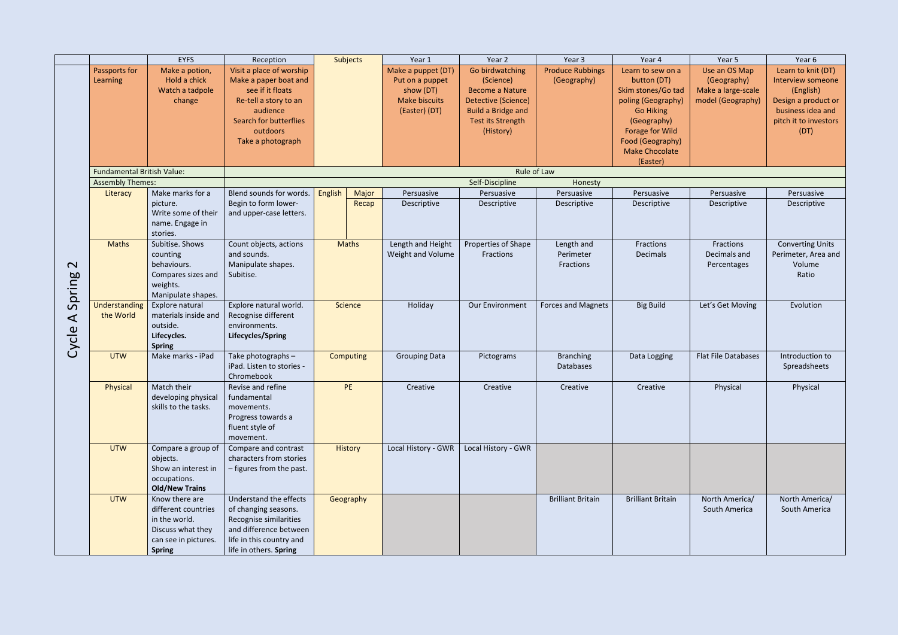| Cycle A Spring 2 | | EYFS | Reception | Subjects | | Year 1 | Year 2 | Year 3 | Year 4 | Year 5 | Year 6 |
|---|---|---|---|---|---|---|---|---|---|---|---|
| | Passports for Learning | Make a potion, Hold a chick Watch a tadpole change | Visit a place of worship Make a paper boat and see if it floats Re-tell a story to an audience Search for butterflies outdoors Take a photograph | | | Make a puppet (DT) Put on a puppet show (DT) Make biscuits (Easter) (DT) | Go birdwatching (Science) Become a Nature Detective (Science) Build a Bridge and Test its Strength (History) | Produce Rubbings (Geography) | Learn to sew on a button (DT) Skim stones/Go tad poling (Geography) Go Hiking (Geography) Forage for Wild Food (Geography) Make Chocolate (Easter) | Use an OS Map (Geography) Make a large-scale model (Geography) | Learn to knit (DT) Interview someone (English) Design a product or business idea and pitch it to investors (DT) |
| | Fundamental British Value: | | Rule of Law | | | | | | | | |
| | Assembly Themes: | | Self-Discipline Honesty | | | | | | | | |
| | Literacy | Make marks for a picture. Write some of their name. Engage in stories. | Blend sounds for words. Begin to form lower- and upper-case letters. | English | Major Recap | Persuasive Descriptive | Persuasive Descriptive | Persuasive Descriptive | Persuasive Descriptive | Persuasive Descriptive | Persuasive Descriptive |
| | Maths | Subitise. Shows counting behaviours. Compares sizes and weights. Manipulate shapes. | Count objects, actions and sounds. Manipulate shapes. Subitise. | Maths | | Length and Height Weight and Volume | Properties of Shape Fractions | Length and Perimeter Fractions | Fractions Decimals | Fractions Decimals and Percentages | Converting Units Perimeter, Area and Volume Ratio |
| | Understanding the World | Explore natural materials inside and outside. **Lifecycles. Spring** | Explore natural world. Recognise different environments. **Lifecycles/Spring** | Science | | Holiday | Our Environment | Forces and Magnets | Big Build | Let's Get Moving | Evolution |
| | UTW | Make marks - iPad | Take photographs – iPad. Listen to stories - Chromebook | Computing | | Grouping Data | Pictograms | Branching Databases | Data Logging | Flat File Databases | Introduction to Spreadsheets |
| | Physical | Match their developing physical skills to the tasks. | Revise and refine fundamental movements. Progress towards a fluent style of movement. | PE | | Creative | Creative | Creative | Creative | Physical | Physical |
| | UTW | Compare a group of objects. Show an interest in occupations. **Old/New Trains** | Compare and contrast characters from stories – figures from the past. | History | | Local History - GWR | Local History - GWR | | | | |
| | UTW | Know there are different countries in the world. Discuss what they can see in pictures. **Spring** | Understand the effects of changing seasons. Recognise similarities and difference between life in this country and life in others. **Spring** | Geography | | | | Brilliant Britain | Brilliant Britain | North America/ South America | North America/ South America |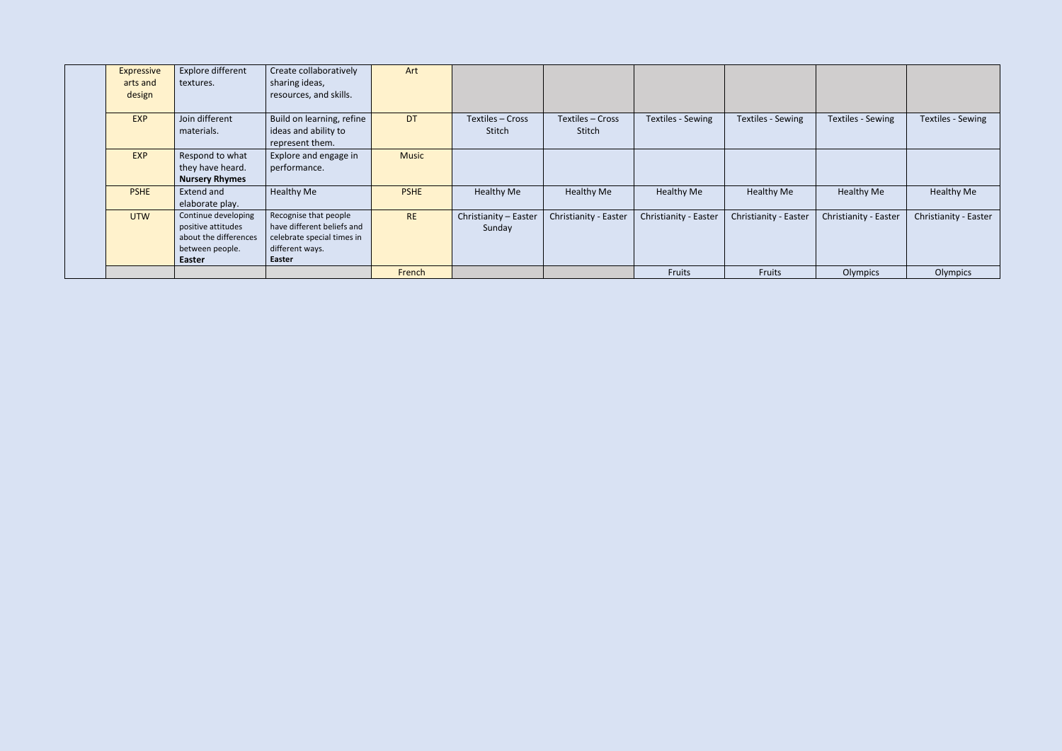| | | | | | | | | | |
|---|---|---|---|---|---|---|---|---|---|
| | | | | | | | | | |
| Expressive arts and design | Explore different textures. | Create collaboratively sharing ideas, resources, and skills. | Art | | | | | | |
| EXP | Join different materials. | Build on learning, refine ideas and ability to represent them. | DT | Textiles – Cross Stitch | Textiles – Cross Stitch | Textiles - Sewing | Textiles - Sewing | Textiles - Sewing | Textiles - Sewing |
| EXP | Respond to what they have heard. **Nursery Rhymes** | Explore and engage in performance. | Music | | | | | | |
| PSHE | Extend and elaborate play. | Healthy Me | PSHE | Healthy Me | Healthy Me | Healthy Me | Healthy Me | Healthy Me | Healthy Me |
| UTW | Continue developing positive attitudes about the differences between people. **Easter** | Recognise that people have different beliefs and celebrate special times in different ways. **Easter** | RE | Christianity – Easter Sunday | Christianity - Easter | Christianity - Easter | Christianity - Easter | Christianity - Easter | Christianity - Easter |
| | | | French | | | Fruits | Fruits | Olympics | Olympics |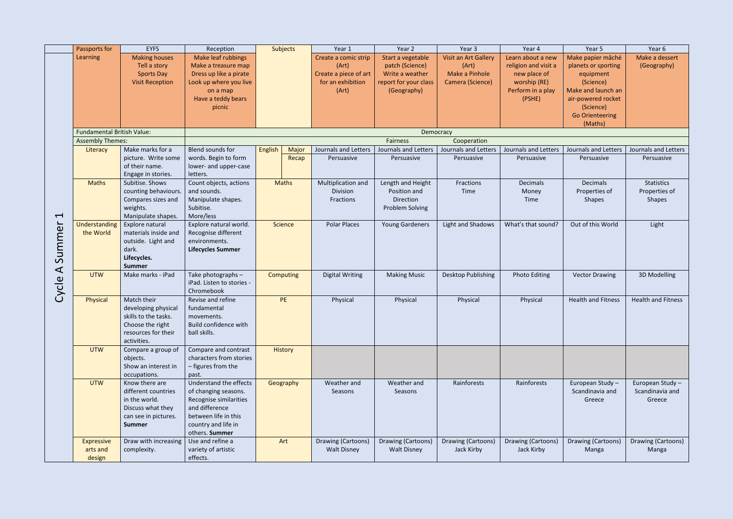| Cycle A Summer 1 | Passports for Learning | EYFS | Reception | Subjects | | Year 1 | Year 2 | Year 3 | Year 4 | Year 5 | Year 6 |
|---|---|---|---|---|---|---|---|---|---|---|---|
| | Learning | Making houses<br>Tell a story<br>Sports Day<br>Visit Reception | Make leaf rubbings<br>Make a treasure map<br>Dress up like a pirate<br>Look up where you live on a map<br>Have a teddy bears picnic | | | Create a comic strip (Art)<br>Create a piece of art for an exhibition (Art) | Start a vegetable patch (Science)<br>Write a weather report for your class (Geography) | Visit an Art Gallery (Art)<br>Make a Pinhole Camera (Science) | Learn about a new religion and visit a new place of worship (RE)<br>Perform in a play (PSHE) | Make papier mâché planets or sporting equipment (Science)<br>Make and launch an air-powered rocket (Science)<br>Go Orienteering (Maths) | Make a dessert (Geography) |
| | Fundamental British Value: | | Democracy | | | | | | | | |
| | Assembly Themes: | | Fairness Cooperation | | | | | | | | |
| | Literacy | Make marks for a picture. Write some of their name. Engage in stories. | Blend sounds for words. Begin to form lower- and upper-case letters. | English | Major Recap | Journals and Letters<br>Persuasive | Journals and Letters<br>Persuasive | Journals and Letters<br>Persuasive | Journals and Letters<br>Persuasive | Journals and Letters<br>Persuasive | Journals and Letters<br>Persuasive |
| | Maths | Subitise. Shows counting behaviours. Compares sizes and weights. Manipulate shapes. | Count objects, actions and sounds. Manipulate shapes. Subitise. More/less | Maths | | Multiplication and Division<br>Fractions | Length and Height<br>Position and Direction<br>Problem Solving | Fractions<br>Time | Decimals<br>Money<br>Time | Decimals<br>Properties of Shapes | Statistics<br>Properties of Shapes |
| | Understanding the World | Explore natural materials inside and outside. Light and dark. **Lifecycles. Summer** | Explore natural world. Recognise different environments. **Lifecycles Summer** | Science | | Polar Places | Young Gardeners | Light and Shadows | What's that sound? | Out of this World | Light |
| | UTW | Make marks - iPad | Take photographs – iPad. Listen to stories - Chromebook | Computing | | Digital Writing | Making Music | Desktop Publishing | Photo Editing | Vector Drawing | 3D Modelling |
| | Physical | Match their developing physical skills to the tasks. Choose the right resources for their activities. | Revise and refine fundamental movements. Build confidence with ball skills. | PE | | Physical | Physical | Physical | Physical | Health and Fitness | Health and Fitness |
| | UTW | Compare a group of objects. Show an interest in occupations. | Compare and contrast characters from stories – figures from the past. | History | | | | | | | |
| | UTW | Know there are different countries in the world. Discuss what they can see in pictures. **Summer** | Understand the effects of changing seasons. Recognise similarities and difference between life in this country and life in others. **Summer** | Geography | | Weather and Seasons | Weather and Seasons | Rainforests | Rainforests | European Study – Scandinavia and Greece | European Study – Scandinavia and Greece |
| | Expressive arts and design | Draw with increasing complexity. | Use and refine a variety of artistic effects. | Art | | Drawing (Cartoons)<br>Walt Disney | Drawing (Cartoons)<br>Walt Disney | Drawing (Cartoons)<br>Jack Kirby | Drawing (Cartoons)<br>Jack Kirby | Drawing (Cartoons)<br>Manga | Drawing (Cartoons)<br>Manga |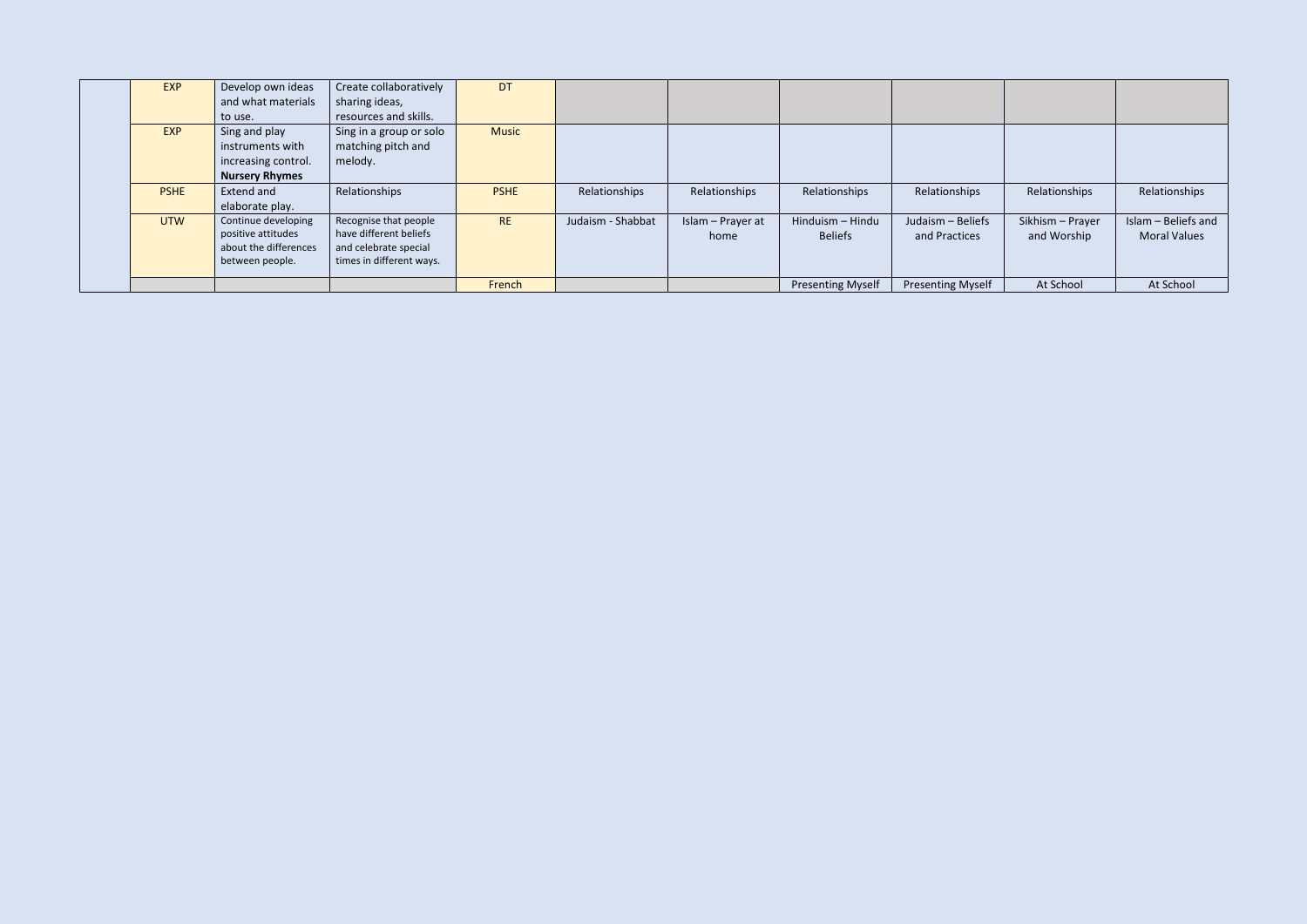| | | | | | | | | | | |
|---|---|---|---|---|---|---|---|---|---|---|
| | EXP | Develop own ideas and what materials to use. | Create collaboratively sharing ideas, resources and skills. | DT | | | | | | |
| | EXP | Sing and play instruments with increasing control. **Nursery Rhymes** | Sing in a group or solo matching pitch and melody. | Music | | | | | | |
| | PSHE | Extend and elaborate play. | Relationships | PSHE | Relationships | Relationships | Relationships | Relationships | Relationships | Relationships |
| | UTW | Continue developing positive attitudes about the differences between people. | Recognise that people have different beliefs and celebrate special times in different ways. | RE | Judaism - Shabbat | Islam – Prayer at home | Hinduism – Hindu Beliefs | Judaism – Beliefs and Practices | Sikhism – Prayer and Worship | Islam – Beliefs and Moral Values |
| | | | | French | | | Presenting Myself | Presenting Myself | At School | At School |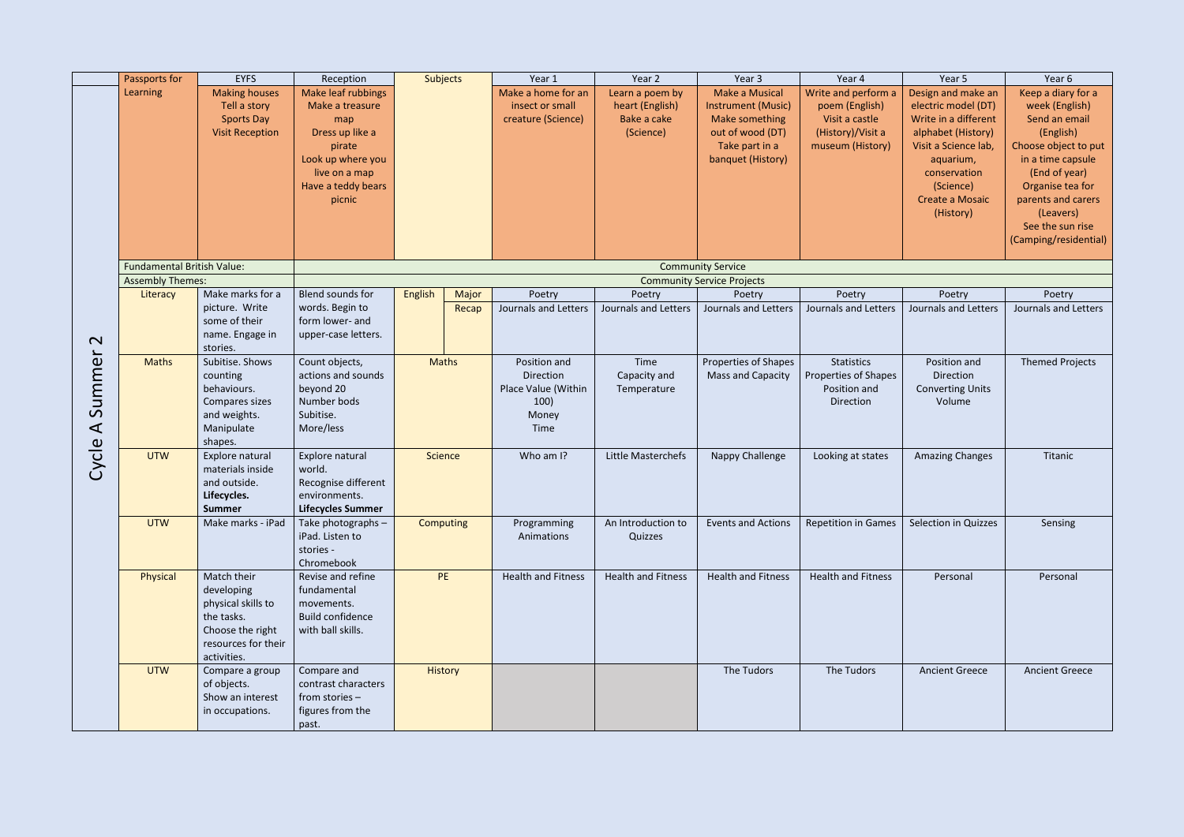| Cycle A Summer 2 | | | | | | | | | | | |
|---|---|---|---|---|---|---|---|---|---|---|---|
| | Passports for Learning | EYFS | Reception | Subjects | | Year 1 | Year 2 | Year 3 | Year 4 | Year 5 | Year 6 |
| | | Making houses<br>Tell a story<br>Sports Day<br>Visit Reception | Make leaf rubbings<br>Make a treasure map<br>Dress up like a pirate<br>Look up where you live on a map<br>Have a teddy bears picnic | | | Make a home for an insect or small creature (Science) | Learn a poem by heart (English)<br>Bake a cake (Science) | Make a Musical Instrument (Music)<br>Make something out of wood (DT)<br>Take part in a banquet (History) | Write and perform a poem (English)<br>Visit a castle (History)/Visit a museum (History) | Design and make an electric model (DT)<br>Write in a different alphabet (History)<br>Visit a Science lab, aquarium, conservation (Science)<br>Create a Mosaic (History) | Keep a diary for a week (English)<br>Send an email (English)<br>Choose object to put in a time capsule (End of year)<br>Organise tea for parents and carers (Leavers)<br>See the sun rise (Camping/residential) |
| | Fundamental British Value: | | Community Service | | | | | | | | |
| | Assembly Themes: | | Community Service Projects | | | | | | | | |
| | Literacy | Make marks for a picture. Write some of their name. Engage in stories. | Blend sounds for words. Begin to form lower- and upper-case letters. | English | Major<br>Recap | Poetry<br>Journals and Letters | Poetry<br>Journals and Letters | Poetry<br>Journals and Letters | Poetry<br>Journals and Letters | Poetry<br>Journals and Letters | Poetry<br>Journals and Letters |
| | Maths | Subitise. Shows counting behaviours. Compares sizes and weights. Manipulate shapes. | Count objects, actions and sounds beyond 20<br>Number bods<br>Subitise.<br>More/less | Maths | | Position and Direction<br>Place Value (Within 100)<br>Money<br>Time | Time<br>Capacity and Temperature | Properties of Shapes<br>Mass and Capacity | Statistics<br>Properties of Shapes<br>Position and Direction | Position and Direction<br>Converting Units<br>Volume | Themed Projects |
| | UTW | Explore natural materials inside and outside.<br>**Lifecycles. Summer** | Explore natural world.<br>Recognise different environments.<br>**Lifecycles Summer** | Science | | Who am I? | Little Masterchefs | Nappy Challenge | Looking at states | Amazing Changes | Titanic |
| | UTW | Make marks - iPad | Take photographs – iPad. Listen to stories - Chromebook | Computing | | Programming Animations | An Introduction to Quizzes | Events and Actions | Repetition in Games | Selection in Quizzes | Sensing |
| | Physical | Match their developing physical skills to the tasks. Choose the right resources for their activities. | Revise and refine fundamental movements.<br>Build confidence with ball skills. | PE | | Health and Fitness | Health and Fitness | Health and Fitness | Health and Fitness | Personal | Personal |
| | UTW | Compare a group of objects. Show an interest in occupations. | Compare and contrast characters from stories – figures from the past. | History | | | | The Tudors | The Tudors | Ancient Greece | Ancient Greece |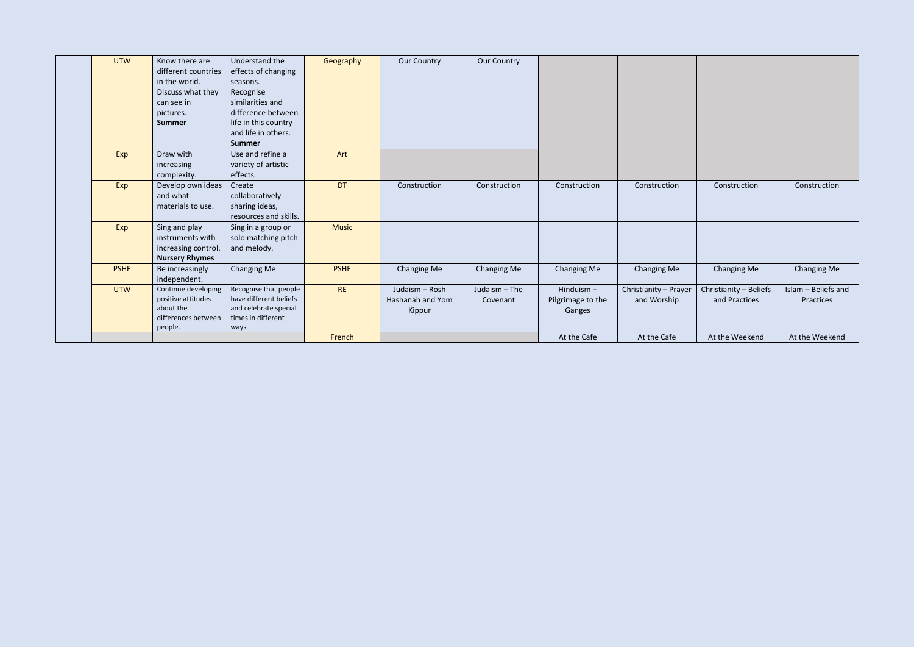| | | | | | | | | | | |
|---|---|---|---|---|---|---|---|---|---|---|
| | UTW | Know there are different countries in the world. Discuss what they can see in pictures. **Summer** | Understand the effects of changing seasons. Recognise similarities and difference between life in this country and life in others. **Summer** | Geography | Our Country | Our Country | | | | |
| | Exp | Draw with increasing complexity. | Use and refine a variety of artistic effects. | Art | | | | | | |
| | Exp | Develop own ideas and what materials to use. | Create collaboratively sharing ideas, resources and skills. | DT | Construction | Construction | Construction | Construction | Construction | Construction |
| | Exp | Sing and play instruments with increasing control. **Nursery Rhymes** | Sing in a group or solo matching pitch and melody. | Music | | | | | | |
| | PSHE | Be increasingly independent. | Changing Me | PSHE | Changing Me | Changing Me | Changing Me | Changing Me | Changing Me | Changing Me |
| | UTW | Continue developing positive attitudes about the differences between people. | Recognise that people have different beliefs and celebrate special times in different ways. | RE | Judaism – Rosh Hashanah and Yom Kippur | Judaism – The Covenant | Hinduism – Pilgrimage to the Ganges | Christianity – Prayer and Worship | Christianity – Beliefs and Practices | Islam – Beliefs and Practices |
| | | | | French | | | At the Cafe | At the Cafe | At the Weekend | At the Weekend |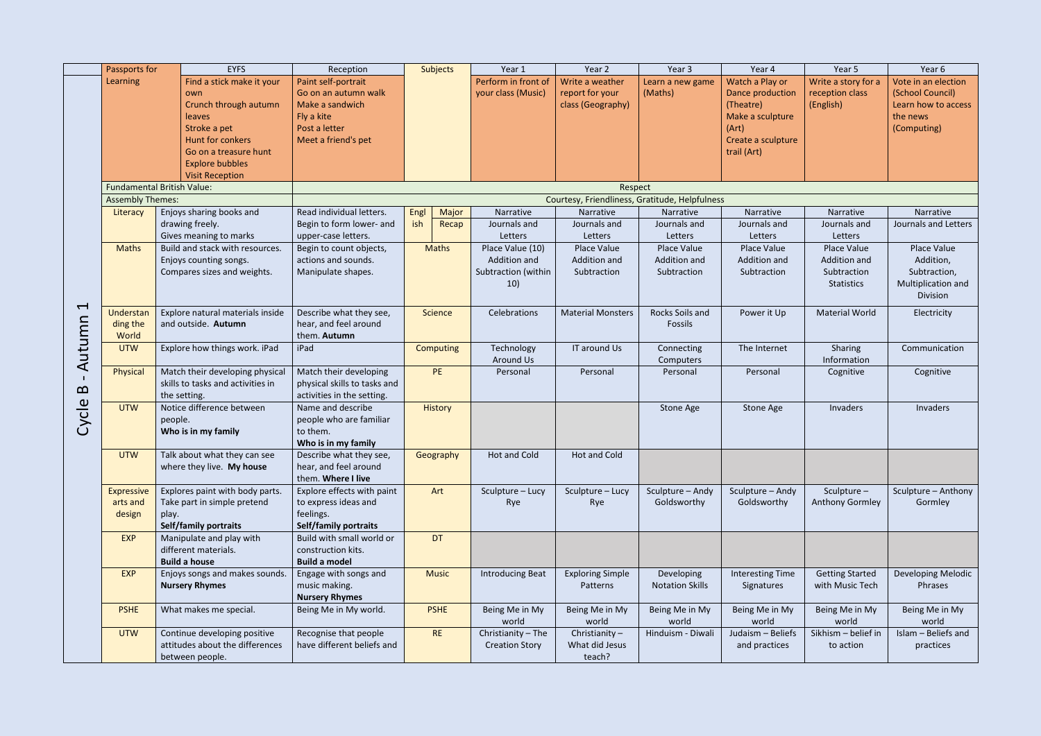# Cycle B - Autumn 1

| Passports for Learning | EYFS | Reception | Subjects | | Year 1 | Year 2 | Year 3 | Year 4 | Year 5 | Year 6 |
|---|---|---|---|---|---|---|---|---|---|---|
| | Find a stick make it your own<br>Crunch through autumn leaves<br>Stroke a pet<br>Hunt for conkers<br>Go on a treasure hunt<br>Explore bubbles<br>Visit Reception | Paint self-portrait<br>Go on an autumn walk<br>Make a sandwich<br>Fly a kite<br>Post a letter<br>Meet a friend's pet | | | Perform in front of your class (Music) | Write a weather report for your class (Geography) | Learn a new game (Maths) | Watch a Play or Dance production (Theatre)<br>Make a sculpture (Art)<br>Create a sculpture trail (Art) | Write a story for a reception class (English) | Vote in an election (School Council)<br>Learn how to access the news (Computing) |
| Fundamental British Value: | | Respect | | | | | | | | |
| Assembly Themes: | | Courtesy, Friendliness, Gratitude, Helpfulness | | | | | | | | |
| Literacy | Enjoys sharing books and drawing freely.<br>Gives meaning to marks | Read individual letters.<br>Begin to form lower- and upper-case letters. | English | Major Recap | Narrative<br>Journals and Letters | Narrative<br>Journals and Letters | Narrative<br>Journals and Letters | Narrative<br>Journals and Letters | Narrative<br>Journals and Letters | Narrative<br>Journals and Letters |
| Maths | Build and stack with resources.<br>Enjoys counting songs.<br>Compares sizes and weights. | Begin to count objects, actions and sounds.<br>Manipulate shapes. | Maths | | Place Value (10)<br>Addition and Subtraction (within 10) | Place Value<br>Addition and Subtraction | Place Value<br>Addition and Subtraction | Place Value<br>Addition and Subtraction | Place Value<br>Addition and Subtraction<br>Statistics | Place Value<br>Addition, Subtraction, Multiplication and Division |
| Understanding the World | Explore natural materials inside and outside. **Autumn** | Describe what they see, hear, and feel around them. **Autumn** | Science | | Celebrations | Material Monsters | Rocks Soils and Fossils | Power it Up | Material World | Electricity |
| UTW | Explore how things work. iPad | iPad | Computing | | Technology Around Us | IT around Us | Connecting Computers | The Internet | Sharing Information | Communication |
| Physical | Match their developing physical skills to tasks and activities in the setting. | Match their developing physical skills to tasks and activities in the setting. | PE | | Personal | Personal | Personal | Personal | Cognitive | Cognitive |
| UTW | Notice difference between people.<br>**Who is in my family** | Name and describe people who are familiar to them.<br>**Who is in my family** | History | | | | Stone Age | Stone Age | Invaders | Invaders |
| UTW | Talk about what they can see where they live. **My house** | Describe what they see, hear, and feel around them. **Where I live** | Geography | | Hot and Cold | Hot and Cold | | | | |
| Expressive arts and design | Explores paint with body parts.<br>Take part in simple pretend play.<br>**Self/family portraits** | Explore effects with paint to express ideas and feelings.<br>**Self/family portraits** | Art | | Sculpture – Lucy Rye | Sculpture – Lucy Rye | Sculpture – Andy Goldsworthy | Sculpture – Andy Goldsworthy | Sculpture – Anthony Gormley | Sculpture – Anthony Gormley |
| EXP | Manipulate and play with different materials.<br>**Build a house** | Build with small world or construction kits.<br>**Build a model** | DT | | | | | | | |
| EXP | Enjoys songs and makes sounds.<br>**Nursery Rhymes** | Engage with songs and music making.<br>**Nursery Rhymes** | Music | | Introducing Beat | Exploring Simple Patterns | Developing Notation Skills | Interesting Time Signatures | Getting Started with Music Tech | Developing Melodic Phrases |
| PSHE | What makes me special. | Being Me in My world. | PSHE | | Being Me in My world | Being Me in My world | Being Me in My world | Being Me in My world | Being Me in My world | Being Me in My world |
| UTW | Continue developing positive attitudes about the differences between people. | Recognise that people have different beliefs and | RE | | Christianity – The Creation Story | Christianity – What did Jesus teach? | Hinduism - Diwali | Judaism – Beliefs and practices | Sikhism – belief in to action | Islam – Beliefs and practices |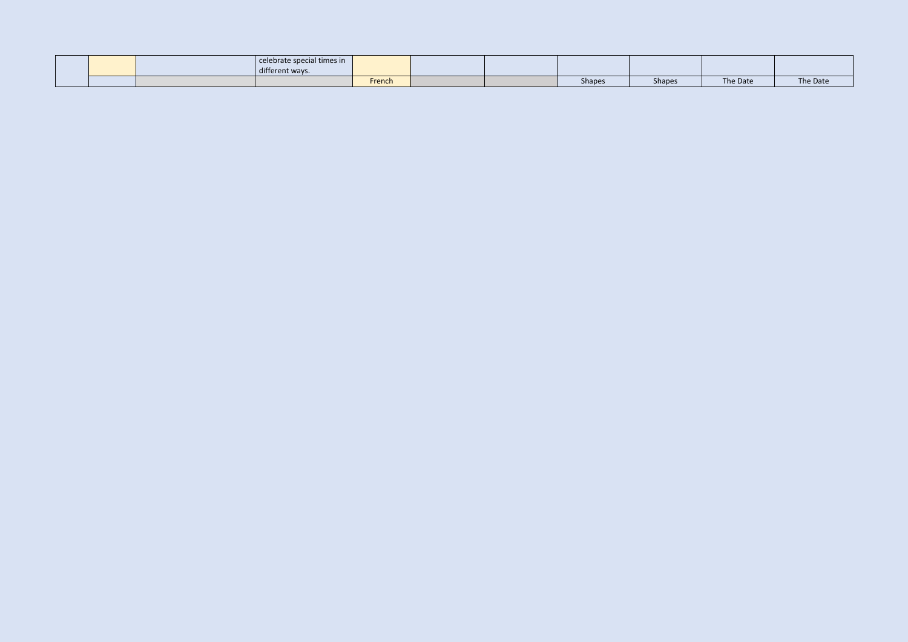| | | | | | | | | | | |
|---|---|---|---|---|---|---|---|---|---|---|
| | | | celebrate special times in different ways. | | | | | | | |
| | | | | French | | | Shapes | Shapes | The Date | The Date |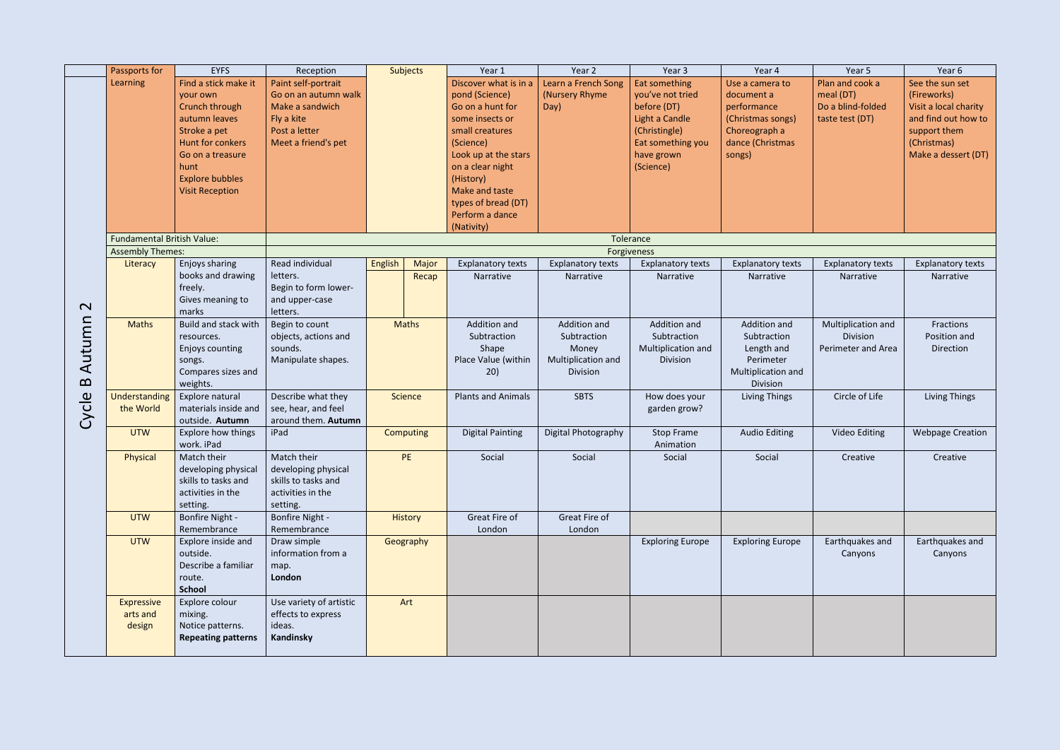## Cycle B Autumn 2

| Passports for | EYFS | Reception | Subjects | | Year 1 | Year 2 | Year 3 | Year 4 | Year 5 | Year 6 |
|---|---|---|---|---|---|---|---|---|---|---|
| Learning | Find a stick make it your own<br>Crunch through autumn leaves<br>Stroke a pet<br>Hunt for conkers<br>Go on a treasure hunt<br>Explore bubbles<br>Visit Reception | Paint self-portrait<br>Go on an autumn walk<br>Make a sandwich<br>Fly a kite<br>Post a letter<br>Meet a friend's pet | | | Discover what is in a pond (Science)<br>Go on a hunt for some insects or small creatures (Science)<br>Look up at the stars on a clear night (History)<br>Make and taste types of bread (DT)<br>Perform a dance (Nativity) | Learn a French Song (Nursery Rhyme Day) | Eat something you've not tried before (DT)<br>Light a Candle (Christingle)<br>Eat something you have grown (Science) | Use a camera to document a performance (Christmas songs)<br>Choreograph a dance (Christmas songs) | Plan and cook a meal (DT)<br>Do a blind-folded taste test (DT) | See the sun set (Fireworks)<br>Visit a local charity and find out how to support them (Christmas)<br>Make a dessert (DT) |
| Fundamental British Value: | | Tolerance | | | | | | | | |
| Assembly Themes: | | Forgiveness | | | | | | | | |
| Literacy | Enjoys sharing books and drawing freely.<br>Gives meaning to marks | Read individual letters.<br>Begin to form lower- and upper-case letters. | English | Major<br>Recap | Explanatory texts<br>Narrative | Explanatory texts<br>Narrative | Explanatory texts<br>Narrative | Explanatory texts<br>Narrative | Explanatory texts<br>Narrative | Explanatory texts<br>Narrative |
| Maths | Build and stack with resources.<br>Enjoys counting songs.<br>Compares sizes and weights. | Begin to count objects, actions and sounds.<br>Manipulate shapes. | Maths | | Addition and Subtraction<br>Shape<br>Place Value (within 20) | Addition and Subtraction<br>Money<br>Multiplication and Division | Addition and Subtraction<br>Multiplication and Division | Addition and Subtraction<br>Length and Perimeter<br>Multiplication and Division | Multiplication and Division<br>Perimeter and Area | Fractions<br>Position and Direction |
| Understanding the World | Explore natural materials inside and outside. **Autumn** | Describe what they see, hear, and feel around them. **Autumn** | Science | | Plants and Animals | SBTS | How does your garden grow? | Living Things | Circle of Life | Living Things |
| UTW | Explore how things work. iPad | iPad | Computing | | Digital Painting | Digital Photography | Stop Frame Animation | Audio Editing | Video Editing | Webpage Creation |
| Physical | Match their developing physical skills to tasks and activities in the setting. | Match their developing physical skills to tasks and activities in the setting. | PE | | Social | Social | Social | Social | Creative | Creative |
| UTW | Bonfire Night - Remembrance | Bonfire Night - Remembrance | History | | Great Fire of London | Great Fire of London | | | | |
| UTW | Explore inside and outside.<br>Describe a familiar route.<br>**School** | Draw simple information from a map.<br>**London** | Geography | | | | Exploring Europe | Exploring Europe | Earthquakes and Canyons | Earthquakes and Canyons |
| Expressive arts and design | Explore colour mixing.<br>Notice patterns.<br>**Repeating patterns** | Use variety of artistic effects to express ideas.<br>**Kandinsky** | Art | | | | | | | |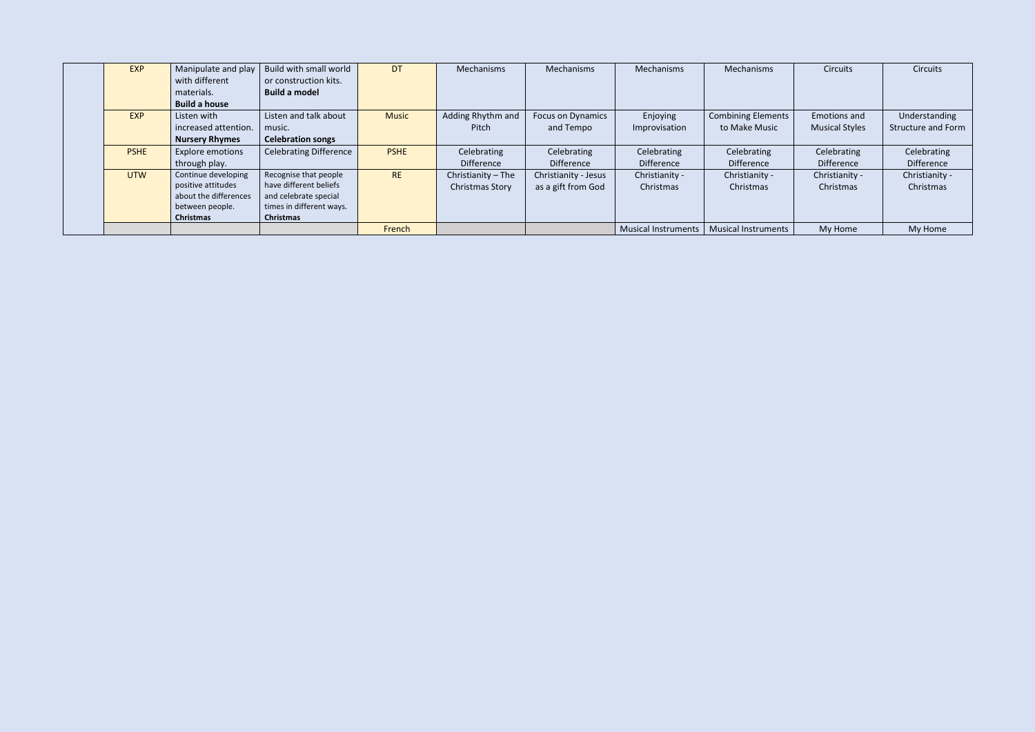| | | | | | | | | | | |
|---|---|---|---|---|---|---|---|---|---|---|
| | EXP | Manipulate and play with different materials. **Build a house** | Build with small world or construction kits. **Build a model** | DT | Mechanisms | Mechanisms | Mechanisms | Mechanisms | Circuits | Circuits |
| | EXP | Listen with increased attention. **Nursery Rhymes** | Listen and talk about music. **Celebration songs** | Music | Adding Rhythm and Pitch | Focus on Dynamics and Tempo | Enjoying Improvisation | Combining Elements to Make Music | Emotions and Musical Styles | Understanding Structure and Form |
| | PSHE | Explore emotions through play. | Celebrating Difference | PSHE | Celebrating Difference | Celebrating Difference | Celebrating Difference | Celebrating Difference | Celebrating Difference | Celebrating Difference |
| | UTW | Continue developing positive attitudes about the differences between people. **Christmas** | Recognise that people have different beliefs and celebrate special times in different ways. **Christmas** | RE | Christianity – The Christmas Story | Christianity - Jesus as a gift from God | Christianity - Christmas | Christianity - Christmas | Christianity - Christmas | Christianity - Christmas |
| | | | | French | | | Musical Instruments | Musical Instruments | My Home | My Home |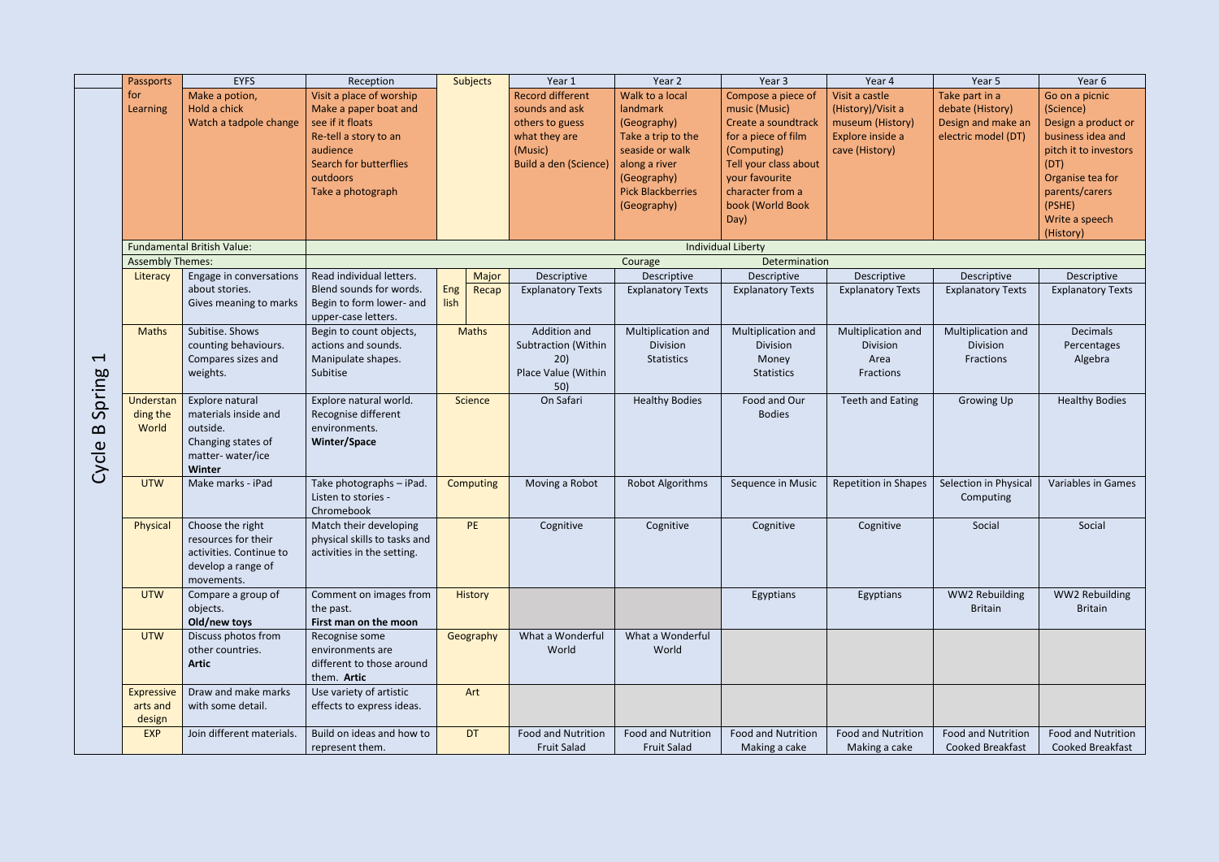# Cycle B Spring 1

| Passports | EYFS | Reception | Subjects | | Year 1 | Year 2 | Year 3 | Year 4 | Year 5 | Year 6 |
|---|---|---|---|---|---|---|---|---|---|---|
| for Learning | Make a potion, Hold a chick, Watch a tadpole change | Visit a place of worship, Make a paper boat and see if it floats, Re-tell a story to an audience, Search for butterflies outdoors, Take a photograph | | | Record different sounds and ask others to guess what they are (Music), Build a den (Science) | Walk to a local landmark (Geography), Take a trip to the seaside or walk along a river (Geography), Pick Blackberries (Geography) | Compose a piece of music (Music), Create a soundtrack for a piece of film (Computing), Tell your class about your favourite character from a book (World Book Day) | Visit a castle (History)/Visit a museum (History), Explore inside a cave (History) | Take part in a debate (History), Design and make an electric model (DT) | Go on a picnic (Science), Design a product or business idea and pitch it to investors (DT), Organise tea for parents/carers (PSHE), Write a speech (History) |
| Fundamental British Value: | | Individual Liberty | | | | | | | | |
| Assembly Themes: | | Courage Determination | | | | | | | | |
| Literacy | Engage in conversations about stories. Gives meaning to marks | Read individual letters. Blend sounds for words. Begin to form lower- and upper-case letters. | English | Major Recap | Descriptive Explanatory Texts | Descriptive Explanatory Texts | Descriptive Explanatory Texts | Descriptive Explanatory Texts | Descriptive Explanatory Texts | Descriptive Explanatory Texts |
| Maths | Subitise. Shows counting behaviours. Compares sizes and weights. | Begin to count objects, actions and sounds. Manipulate shapes. Subitise | Maths | | Addition and Subtraction (Within 20) Place Value (Within 50) | Multiplication and Division Statistics | Multiplication and Division Money Statistics | Multiplication and Division Area Fractions | Multiplication and Division Fractions | Decimals Percentages Algebra |
| Understanding the World | Explore natural materials inside and outside. Changing states of matter- water/ice **Winter** | Explore natural world. Recognise different environments. **Winter/Space** | Science | | On Safari | Healthy Bodies | Food and Our Bodies | Teeth and Eating | Growing Up | Healthy Bodies |
| UTW | Make marks - iPad | Take photographs – iPad. Listen to stories - Chromebook | Computing | | Moving a Robot | Robot Algorithms | Sequence in Music | Repetition in Shapes | Selection in Physical Computing | Variables in Games |
| Physical | Choose the right resources for their activities. Continue to develop a range of movements. | Match their developing physical skills to tasks and activities in the setting. | PE | | Cognitive | Cognitive | Cognitive | Cognitive | Social | Social |
| UTW | Compare a group of objects. **Old/new toys** | Comment on images from the past. **First man on the moon** | History | | | | Egyptians | Egyptians | WW2 Rebuilding Britain | WW2 Rebuilding Britain |
| UTW | Discuss photos from other countries. **Artic** | Recognise some environments are different to those around them. **Artic** | Geography | | What a Wonderful World | What a Wonderful World | | | | |
| Expressive arts and design | Draw and make marks with some detail. | Use variety of artistic effects to express ideas. | Art | | | | | | | |
| EXP | Join different materials. | Build on ideas and how to represent them. | DT | | Food and Nutrition Fruit Salad | Food and Nutrition Fruit Salad | Food and Nutrition Making a cake | Food and Nutrition Making a cake | Food and Nutrition Cooked Breakfast | Food and Nutrition Cooked Breakfast |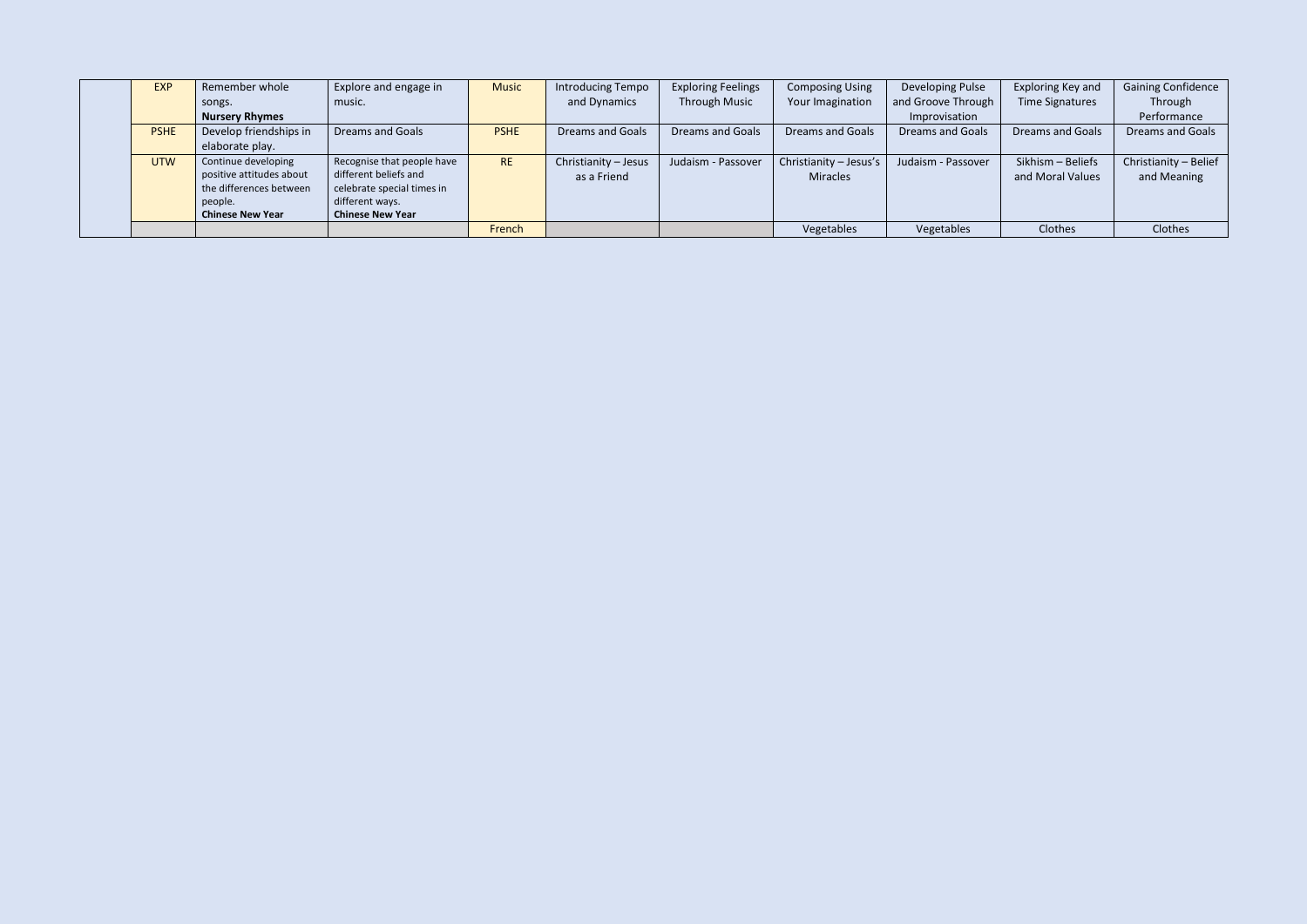| | | | | | | | | | | |
|---|---|---|---|---|---|---|---|---|---|---|
| | EXP | Remember whole songs. **Nursery Rhymes** | Explore and engage in music. | Music | Introducing Tempo and Dynamics | Exploring Feelings Through Music | Composing Using Your Imagination | Developing Pulse and Groove Through Improvisation | Exploring Key and Time Signatures | Gaining Confidence Through Performance |
| | PSHE | Develop friendships in elaborate play. | Dreams and Goals | PSHE | Dreams and Goals | Dreams and Goals | Dreams and Goals | Dreams and Goals | Dreams and Goals | Dreams and Goals |
| | UTW | Continue developing positive attitudes about the differences between people. **Chinese New Year** | Recognise that people have different beliefs and celebrate special times in different ways. **Chinese New Year** | RE | Christianity – Jesus as a Friend | Judaism - Passover | Christianity – Jesus's Miracles | Judaism - Passover | Sikhism – Beliefs and Moral Values | Christianity – Belief and Meaning |
| | | | | French | | | Vegetables | Vegetables | Clothes | Clothes |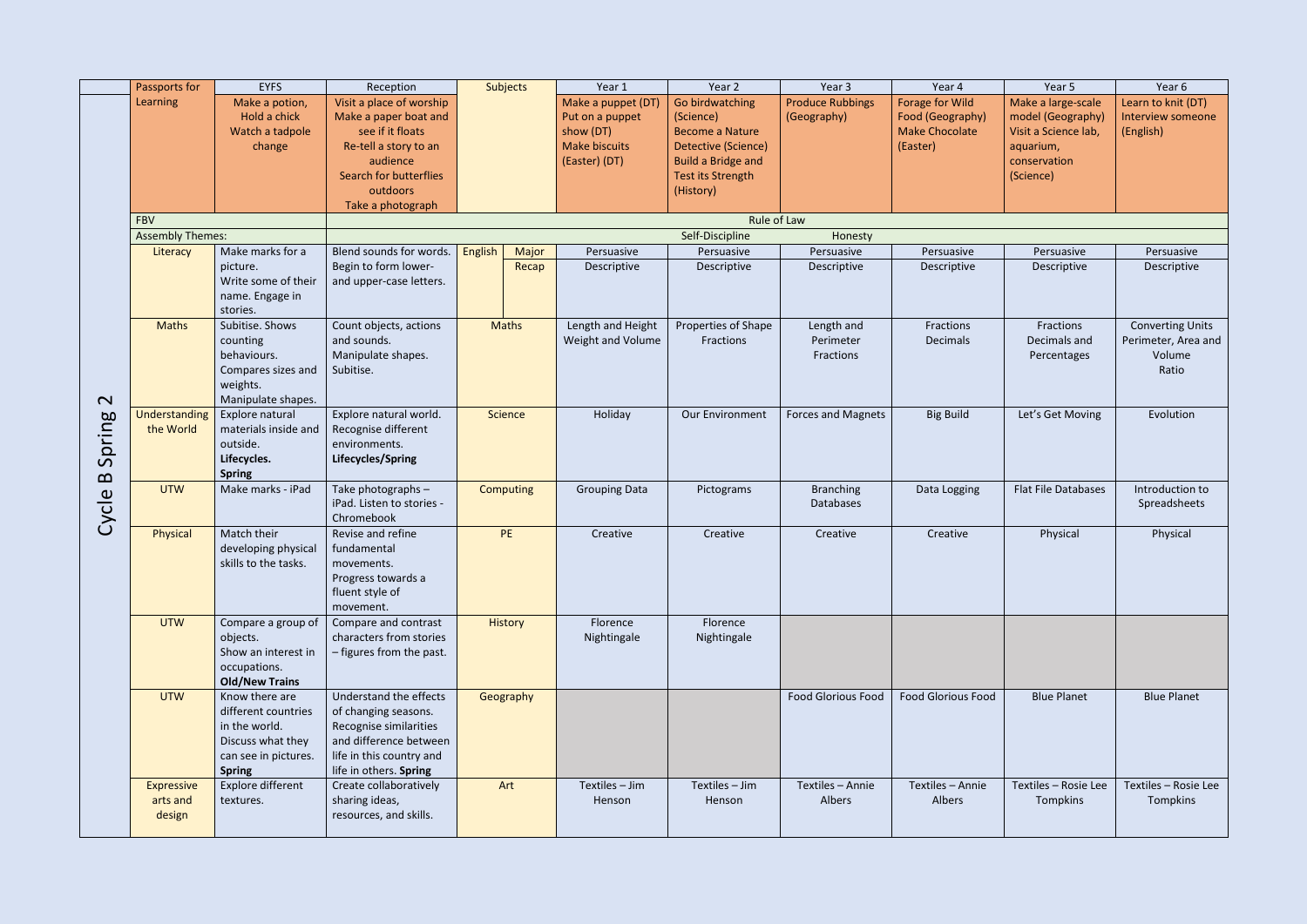# Cycle B Spring 2

| Passports for Learning | EYFS | Reception | Subjects | | Year 1 | Year 2 | Year 3 | Year 4 | Year 5 | Year 6 |
|---|---|---|---|---|---|---|---|---|---|---|
| Learning | Make a potion, Hold a chick, Watch a tadpole change | Visit a place of worship, Make a paper boat and see if it floats, Re-tell a story to an audience, Search for butterflies outdoors, Take a photograph | | | Make a puppet (DT), Put on a puppet show (DT), Make biscuits (Easter) (DT) | Go birdwatching (Science), Become a Nature Detective (Science), Build a Bridge and Test its Strength (History) | Produce Rubbings (Geography) | Forage for Wild Food (Geography), Make Chocolate (Easter) | Make a large-scale model (Geography), Visit a Science lab, aquarium, conservation (Science) | Learn to knit (DT), Interview someone (English) |
| FBV | | Rule of Law | | | | | | | | |
| Assembly Themes: | | Self-Discipline, Honesty | | | | | | | | |
| Literacy | Make marks for a picture. Write some of their name. Engage in stories. | Blend sounds for words. Begin to form lower- and upper-case letters. | English | Major / Recap | Persuasive / Descriptive | Persuasive / Descriptive | Persuasive / Descriptive | Persuasive / Descriptive | Persuasive / Descriptive | Persuasive / Descriptive |
| Maths | Subitise. Shows counting behaviours. Compares sizes and weights. Manipulate shapes. | Count objects, actions and sounds. Manipulate shapes. Subitise. | Maths | | Length and Height, Weight and Volume | Properties of Shape, Fractions | Length and Perimeter, Fractions | Fractions, Decimals | Fractions, Decimals and Percentages | Converting Units, Perimeter, Area and Volume, Ratio |
| Understanding the World | Explore natural materials inside and outside. **Lifecycles. Spring** | Explore natural world. Recognise different environments. **Lifecycles/Spring** | Science | | Holiday | Our Environment | Forces and Magnets | Big Build | Let's Get Moving | Evolution |
| UTW | Make marks - iPad | Take photographs – iPad. Listen to stories - Chromebook | Computing | | Grouping Data | Pictograms | Branching Databases | Data Logging | Flat File Databases | Introduction to Spreadsheets |
| Physical | Match their developing physical skills to the tasks. | Revise and refine fundamental movements. Progress towards a fluent style of movement. | PE | | Creative | Creative | Creative | Creative | Physical | Physical |
| UTW | Compare a group of objects. Show an interest in occupations. **Old/New Trains** | Compare and contrast characters from stories – figures from the past. | History | | Florence Nightingale | Florence Nightingale | | | | |
| UTW | Know there are different countries in the world. Discuss what they can see in pictures. **Spring** | Understand the effects of changing seasons. Recognise similarities and difference between life in this country and life in others. **Spring** | Geography | | | | Food Glorious Food | Food Glorious Food | Blue Planet | Blue Planet |
| Expressive arts and design | Explore different textures. | Create collaboratively sharing ideas, resources, and skills. | Art | | Textiles – Jim Henson | Textiles – Jim Henson | Textiles – Annie Albers | Textiles – Annie Albers | Textiles – Rosie Lee Tompkins | Textiles – Rosie Lee Tompkins |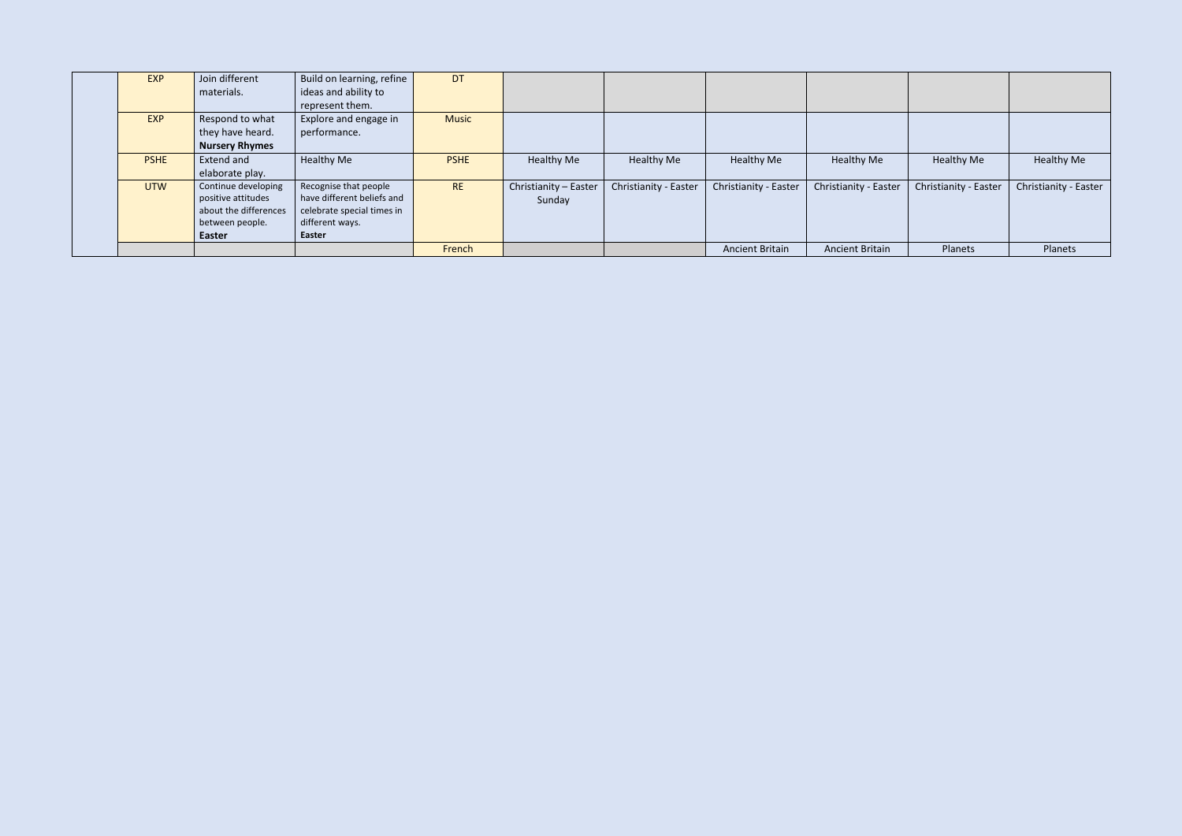| | | | | | | | | | | |
|---|---|---|---|---|---|---|---|---|---|---|
| | EXP | Join different materials. | Build on learning, refine ideas and ability to represent them. | DT | | | | | | |
| | EXP | Respond to what they have heard. **Nursery Rhymes** | Explore and engage in performance. | Music | | | | | | |
| | PSHE | Extend and elaborate play. | Healthy Me | PSHE | Healthy Me | Healthy Me | Healthy Me | Healthy Me | Healthy Me | Healthy Me |
| | UTW | Continue developing positive attitudes about the differences between people. **Easter** | Recognise that people have different beliefs and celebrate special times in different ways. **Easter** | RE | Christianity – Easter Sunday | Christianity - Easter | Christianity - Easter | Christianity - Easter | Christianity - Easter | Christianity - Easter |
| | | | | French | | | Ancient Britain | Ancient Britain | Planets | Planets |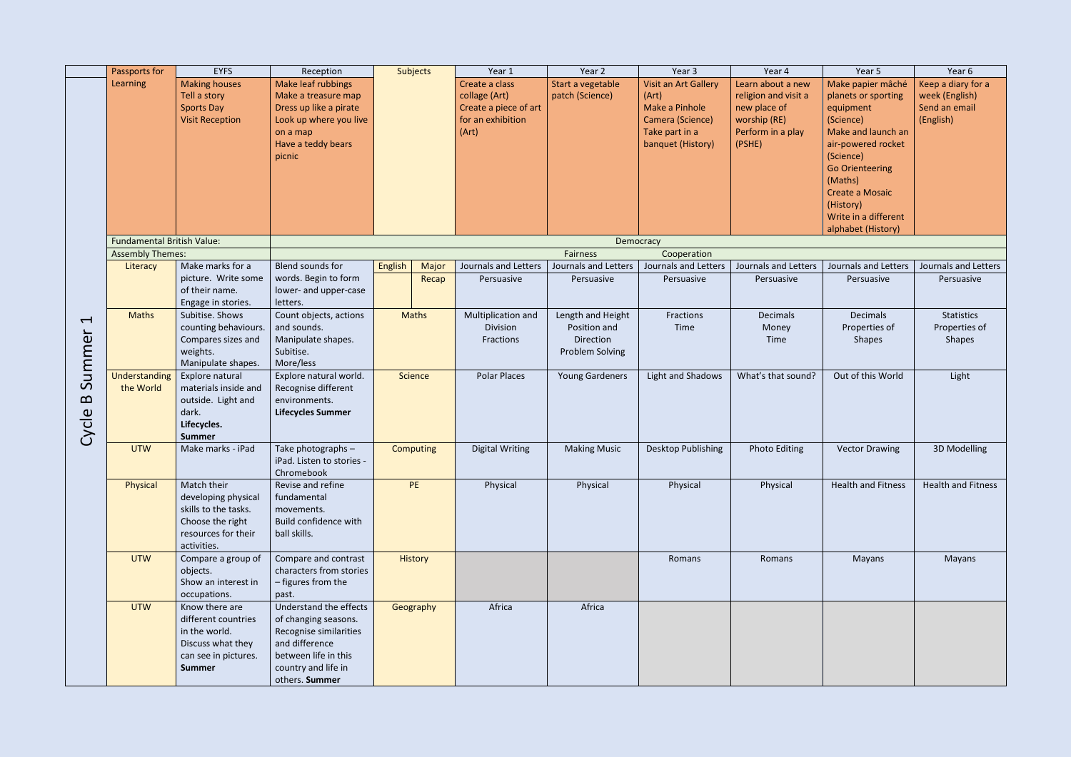| | Passports for | EYFS | Reception | Subjects | | Year 1 | Year 2 | Year 3 | Year 4 | Year 5 | Year 6 |
|---|---|---|---|---|---|---|---|---|---|---|---|
| Cycle B Summer 1 | Learning | Making houses<br>Tell a story<br>Sports Day<br>Visit Reception | Make leaf rubbings<br>Make a treasure map<br>Dress up like a pirate<br>Look up where you live on a map<br>Have a teddy bears picnic | | | Create a class collage (Art)<br>Create a piece of art for an exhibition (Art) | Start a vegetable patch (Science) | Visit an Art Gallery (Art)<br>Make a Pinhole Camera (Science)<br>Take part in a banquet (History) | Learn about a new religion and visit a new place of worship (RE)<br>Perform in a play (PSHE) | Make papier mâché planets or sporting equipment (Science)<br>Make and launch an air-powered rocket (Science)<br>Go Orienteering (Maths)<br>Create a Mosaic (History)<br>Write in a different alphabet (History) | Keep a diary for a week (English)<br>Send an email (English) |
| | Fundamental British Value: | | Democracy | | | | | | | | |
| | Assembly Themes: | | Fairness Cooperation | | | | | | | | |
| | Literacy | Make marks for a picture. Write some of their name. Engage in stories. | Blend sounds for words. Begin to form lower- and upper-case letters. | English | Major<br>Recap | Journals and Letters<br>Persuasive | Journals and Letters<br>Persuasive | Journals and Letters<br>Persuasive | Journals and Letters<br>Persuasive | Journals and Letters<br>Persuasive | Journals and Letters<br>Persuasive |
| | Maths | Subitise. Shows counting behaviours. Compares sizes and weights. Manipulate shapes. | Count objects, actions and sounds. Manipulate shapes. Subitise. More/less | Maths | | Multiplication and Division<br>Fractions | Length and Height<br>Position and Direction<br>Problem Solving | Fractions<br>Time | Decimals<br>Money<br>Time | Decimals<br>Properties of Shapes | Statistics<br>Properties of Shapes |
| | Understanding the World | Explore natural materials inside and outside. Light and dark.<br>**Lifecycles. Summer** | Explore natural world. Recognise different environments.<br>**Lifecycles Summer** | Science | | Polar Places | Young Gardeners | Light and Shadows | What's that sound? | Out of this World | Light |
| | UTW | Make marks - iPad | Take photographs – iPad. Listen to stories - Chromebook | Computing | | Digital Writing | Making Music | Desktop Publishing | Photo Editing | Vector Drawing | 3D Modelling |
| | Physical | Match their developing physical skills to the tasks. Choose the right resources for their activities. | Revise and refine fundamental movements. Build confidence with ball skills. | PE | | Physical | Physical | Physical | Physical | Health and Fitness | Health and Fitness |
| | UTW | Compare a group of objects. Show an interest in occupations. | Compare and contrast characters from stories – figures from the past. | History | | | | Romans | Romans | Mayans | Mayans |
| | UTW | Know there are different countries in the world. Discuss what they can see in pictures. **Summer** | Understand the effects of changing seasons. Recognise similarities and difference between life in this country and life in others. **Summer** | Geography | | Africa | Africa | | | | |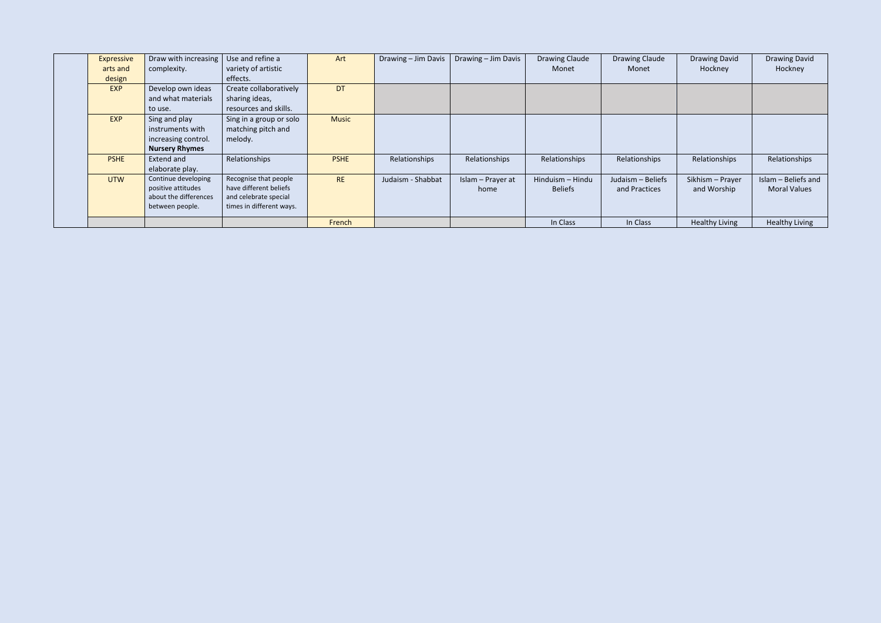| | | | | | | | | | | |
|---|---|---|---|---|---|---|---|---|---|---|
| | Expressive arts and design | Draw with increasing complexity. | Use and refine a variety of artistic effects. | Art | Drawing – Jim Davis | Drawing – Jim Davis | Drawing Claude Monet | Drawing Claude Monet | Drawing David Hockney | Drawing David Hockney |
| | EXP | Develop own ideas and what materials to use. | Create collaboratively sharing ideas, resources and skills. | DT | | | | | | |
| | EXP | Sing and play instruments with increasing control. **Nursery Rhymes** | Sing in a group or solo matching pitch and melody. | Music | | | | | | |
| | PSHE | Extend and elaborate play. | Relationships | PSHE | Relationships | Relationships | Relationships | Relationships | Relationships | Relationships |
| | UTW | Continue developing positive attitudes about the differences between people. | Recognise that people have different beliefs and celebrate special times in different ways. | RE | Judaism - Shabbat | Islam – Prayer at home | Hinduism – Hindu Beliefs | Judaism – Beliefs and Practices | Sikhism – Prayer and Worship | Islam – Beliefs and Moral Values |
| | | | | French | | | In Class | In Class | Healthy Living | Healthy Living |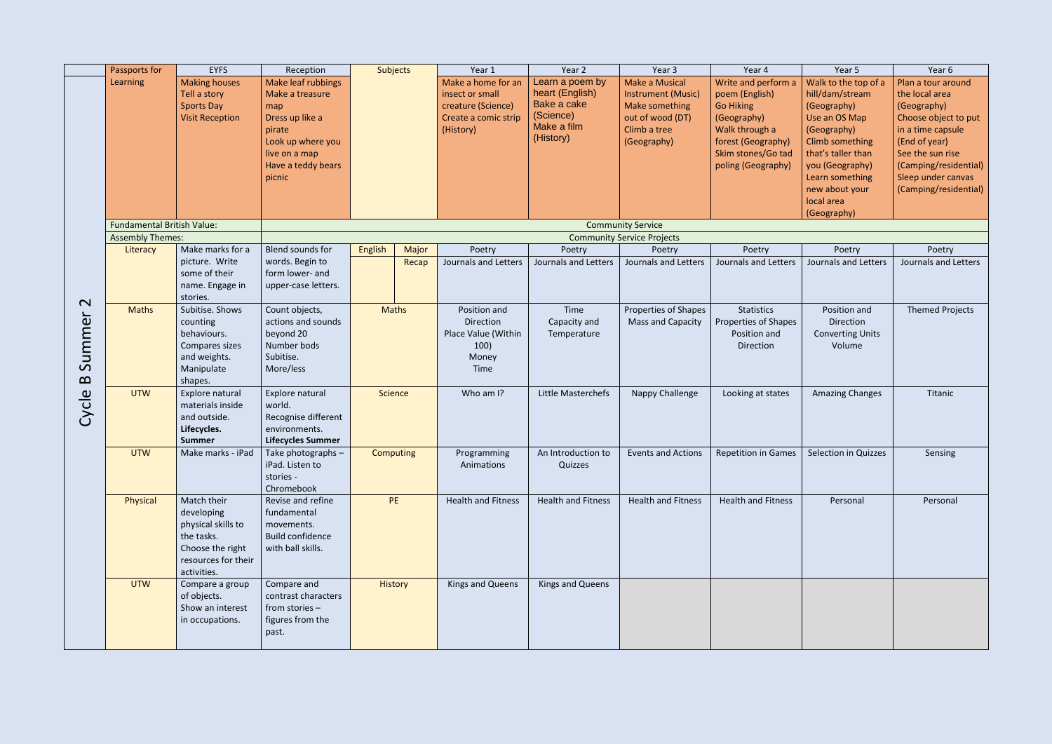| Cycle B Summer 2 | Passports for Learning | EYFS | Reception | Subjects | | Year 1 | Year 2 | Year 3 | Year 4 | Year 5 | Year 6 |
|---|---|---|---|---|---|---|---|---|---|---|---|
| | | Making houses<br>Tell a story<br>Sports Day<br>Visit Reception | Make leaf rubbings<br>Make a treasure map<br>Dress up like a pirate<br>Look up where you live on a map<br>Have a teddy bears picnic | | | Make a home for an insect or small creature (Science)<br>Create a comic strip (History) | Learn a poem by heart (English)<br>Bake a cake (Science)<br>Make a film (History) | Make a Musical Instrument (Music)<br>Make something out of wood (DT)<br>Climb a tree (Geography) | Write and perform a poem (English)<br>Go Hiking (Geography)<br>Walk through a forest (Geography)<br>Skim stones/Go tad poling (Geography) | Walk to the top of a hill/dam/stream (Geography)<br>Use an OS Map (Geography)<br>Climb something that's taller than you (Geography)<br>Learn something new about your local area (Geography) | Plan a tour around the local area (Geography)<br>Choose object to put in a time capsule (End of year)<br>See the sun rise (Camping/residential)<br>Sleep under canvas (Camping/residential) |
| | Fundamental British Value: | | Community Service | | | | | | | | |
| | Assembly Themes: | | Community Service Projects | | | | | | | | |
| | Literacy | Make marks for a picture. Write some of their name. Engage in stories. | Blend sounds for words. Begin to form lower- and upper-case letters. | English | Major<br>Recap | Poetry<br>Journals and Letters | Poetry<br>Journals and Letters | Poetry<br>Journals and Letters | Poetry<br>Journals and Letters | Poetry<br>Journals and Letters | Poetry<br>Journals and Letters |
| | Maths | Subitise. Shows counting behaviours.<br>Compares sizes and weights.<br>Manipulate shapes. | Count objects, actions and sounds beyond 20<br>Number bods<br>Subitise.<br>More/less | Maths | | Position and Direction<br>Place Value (Within 100)<br>Money<br>Time | Time<br>Capacity and Temperature | Properties of Shapes<br>Mass and Capacity | Statistics<br>Properties of Shapes<br>Position and Direction | Position and Direction<br>Converting Units<br>Volume | Themed Projects |
| | UTW | Explore natural materials inside and outside.<br>**Lifecycles. Summer** | Explore natural world.<br>Recognise different environments.<br>**Lifecycles Summer** | Science | | Who am I? | Little Masterchefs | Nappy Challenge | Looking at states | Amazing Changes | Titanic |
| | UTW | Make marks - iPad | Take photographs – iPad. Listen to stories - Chromebook | Computing | | Programming Animations | An Introduction to Quizzes | Events and Actions | Repetition in Games | Selection in Quizzes | Sensing |
| | Physical | Match their developing physical skills to the tasks.<br>Choose the right resources for their activities. | Revise and refine fundamental movements.<br>Build confidence with ball skills. | PE | | Health and Fitness | Health and Fitness | Health and Fitness | Health and Fitness | Personal | Personal |
| | UTW | Compare a group of objects.<br>Show an interest in occupations. | Compare and contrast characters from stories – figures from the past. | History | | Kings and Queens | Kings and Queens | | | | |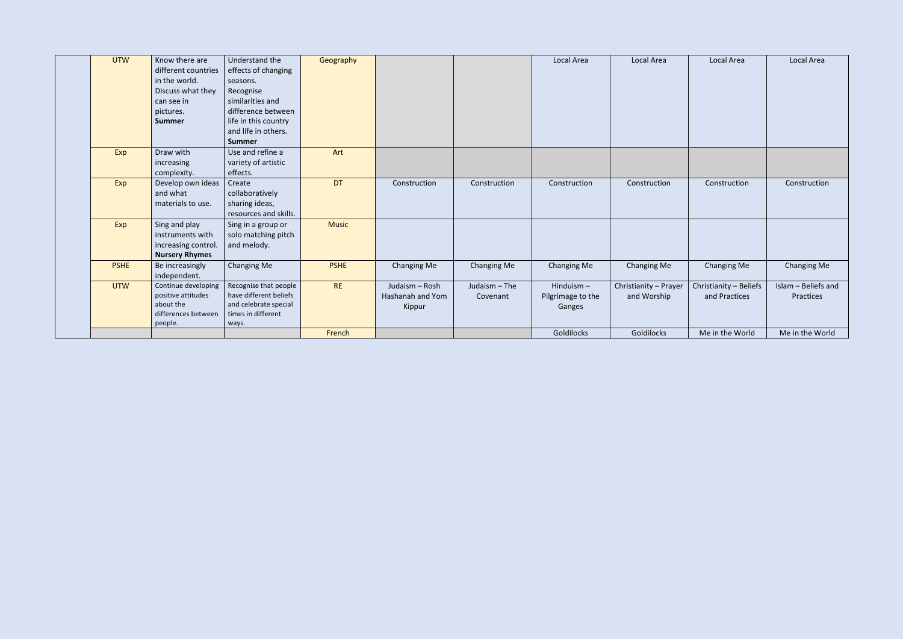| | | | | | | | | | | |
|---|---|---|---|---|---|---|---|---|---|---|
| | UTW | Know there are different countries in the world. Discuss what they can see in pictures. **Summer** | Understand the effects of changing seasons. Recognise similarities and difference between life in this country and life in others. **Summer** | Geography | | | Local Area | Local Area | Local Area | Local Area |
| | Exp | Draw with increasing complexity. | Use and refine a variety of artistic effects. | Art | | | | | | |
| | Exp | Develop own ideas and what materials to use. | Create collaboratively sharing ideas, resources and skills. | DT | Construction | Construction | Construction | Construction | Construction | Construction |
| | Exp | Sing and play instruments with increasing control. **Nursery Rhymes** | Sing in a group or solo matching pitch and melody. | Music | | | | | | |
| | PSHE | Be increasingly independent. | Changing Me | PSHE | Changing Me | Changing Me | Changing Me | Changing Me | Changing Me | Changing Me |
| | UTW | Continue developing positive attitudes about the differences between people. | Recognise that people have different beliefs and celebrate special times in different ways. | RE | Judaism – Rosh Hashanah and Yom Kippur | Judaism – The Covenant | Hinduism – Pilgrimage to the Ganges | Christianity – Prayer and Worship | Christianity – Beliefs and Practices | Islam – Beliefs and Practices |
| | | | | French | | | Goldilocks | Goldilocks | Me in the World | Me in the World |